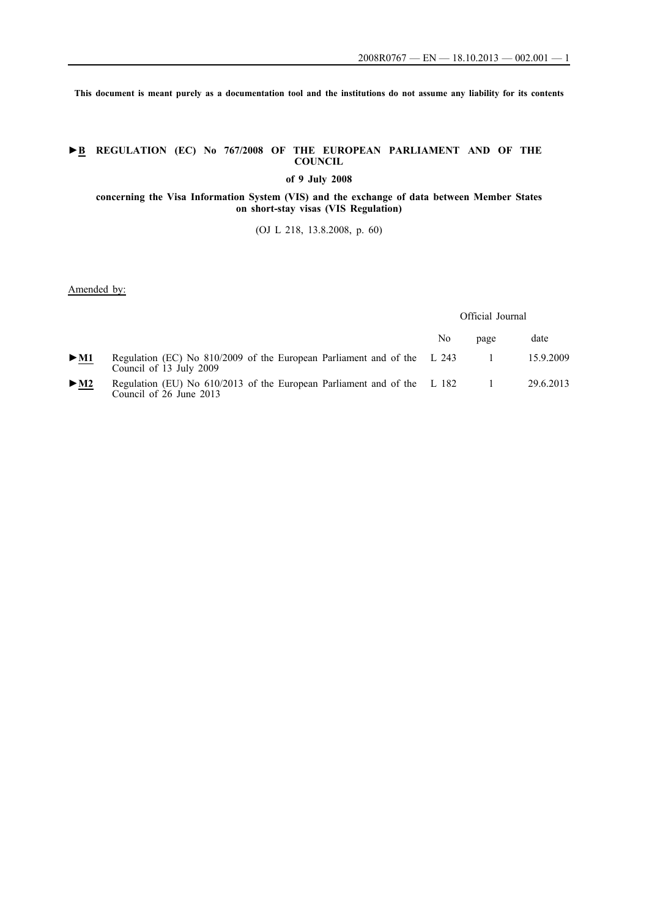This document is meant purely as a documentation tool and the institutions do not assume any liability for its contents

# ►B REGULATION (EC) No 767/2008 OF THE EUROPEAN PARLIAMENT AND OF THE COUNCIL

## of 9 July 2008

## concerning the Visa Information System (VIS) and the exchange of data between Member States on short-stay visas (VIS Regulation)

(OJ L 218, 13.8.2008, p. 60)

Amended by:

| | | Official Journal | | |
|---|---|---|---|---|
| | | No | page | date |
| ►M1 | Regulation (EC) No 810/2009 of the European Parliament and of the Council of 13 July 2009 | L 243 | 1 | 15.9.2009 |
| ►M2 | Regulation (EU) No 610/2013 of the European Parliament and of the Council of 26 June 2013 | L 182 | 1 | 29.6.2013 |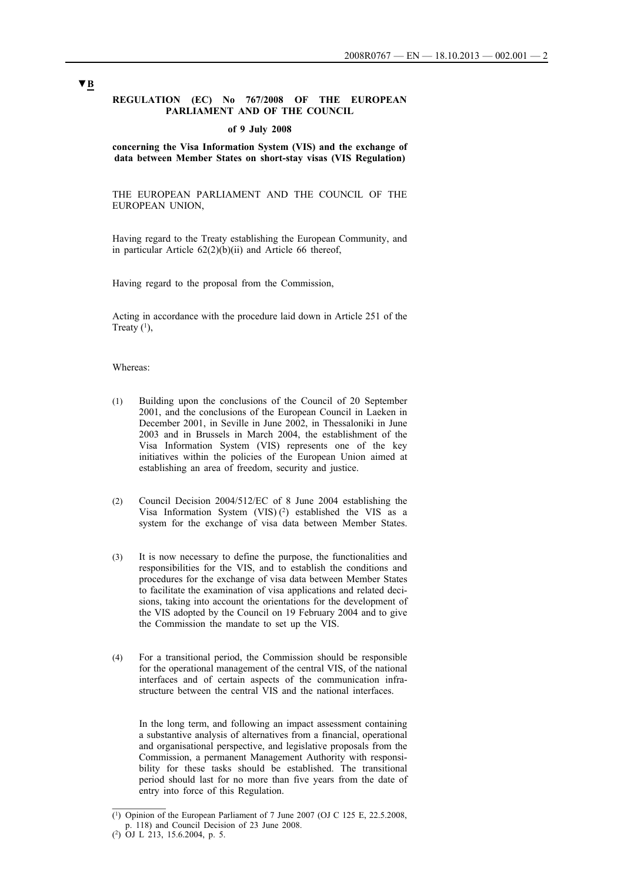**▼B**

**REGULATION (EC) No 767/2008 OF THE EUROPEAN PARLIAMENT AND OF THE COUNCIL**

**of 9 July 2008**

**concerning the Visa Information System (VIS) and the exchange of data between Member States on short-stay visas (VIS Regulation)**

THE EUROPEAN PARLIAMENT AND THE COUNCIL OF THE EUROPEAN UNION,

Having regard to the Treaty establishing the European Community, and in particular Article 62(2)(b)(ii) and Article 66 thereof,

Having regard to the proposal from the Commission,

Acting in accordance with the procedure laid down in Article 251 of the Treaty [1],

Whereas:

(1) Building upon the conclusions of the Council of 20 September 2001, and the conclusions of the European Council in Laeken in December 2001, in Seville in June 2002, in Thessaloniki in June 2003 and in Brussels in March 2004, the establishment of the Visa Information System (VIS) represents one of the key initiatives within the policies of the European Union aimed at establishing an area of freedom, security and justice.

(2) Council Decision 2004/512/EC of 8 June 2004 establishing the Visa Information System (VIS) [2] established the VIS as a system for the exchange of visa data between Member States.

(3) It is now necessary to define the purpose, the functionalities and responsibilities for the VIS, and to establish the conditions and procedures for the exchange of visa data between Member States to facilitate the examination of visa applications and related decisions, taking into account the orientations for the development of the VIS adopted by the Council on 19 February 2004 and to give the Commission the mandate to set up the VIS.

(4) For a transitional period, the Commission should be responsible for the operational management of the central VIS, of the national interfaces and of certain aspects of the communication infrastructure between the central VIS and the national interfaces.

In the long term, and following an impact assessment containing a substantive analysis of alternatives from a financial, operational and organisational perspective, and legislative proposals from the Commission, a permanent Management Authority with responsibility for these tasks should be established. The transitional period should last for no more than five years from the date of entry into force of this Regulation.

---

[1] Opinion of the European Parliament of 7 June 2007 (OJ C 125 E, 22.5.2008, p. 118) and Council Decision of 23 June 2008.

[2] OJ L 213, 15.6.2004, p. 5.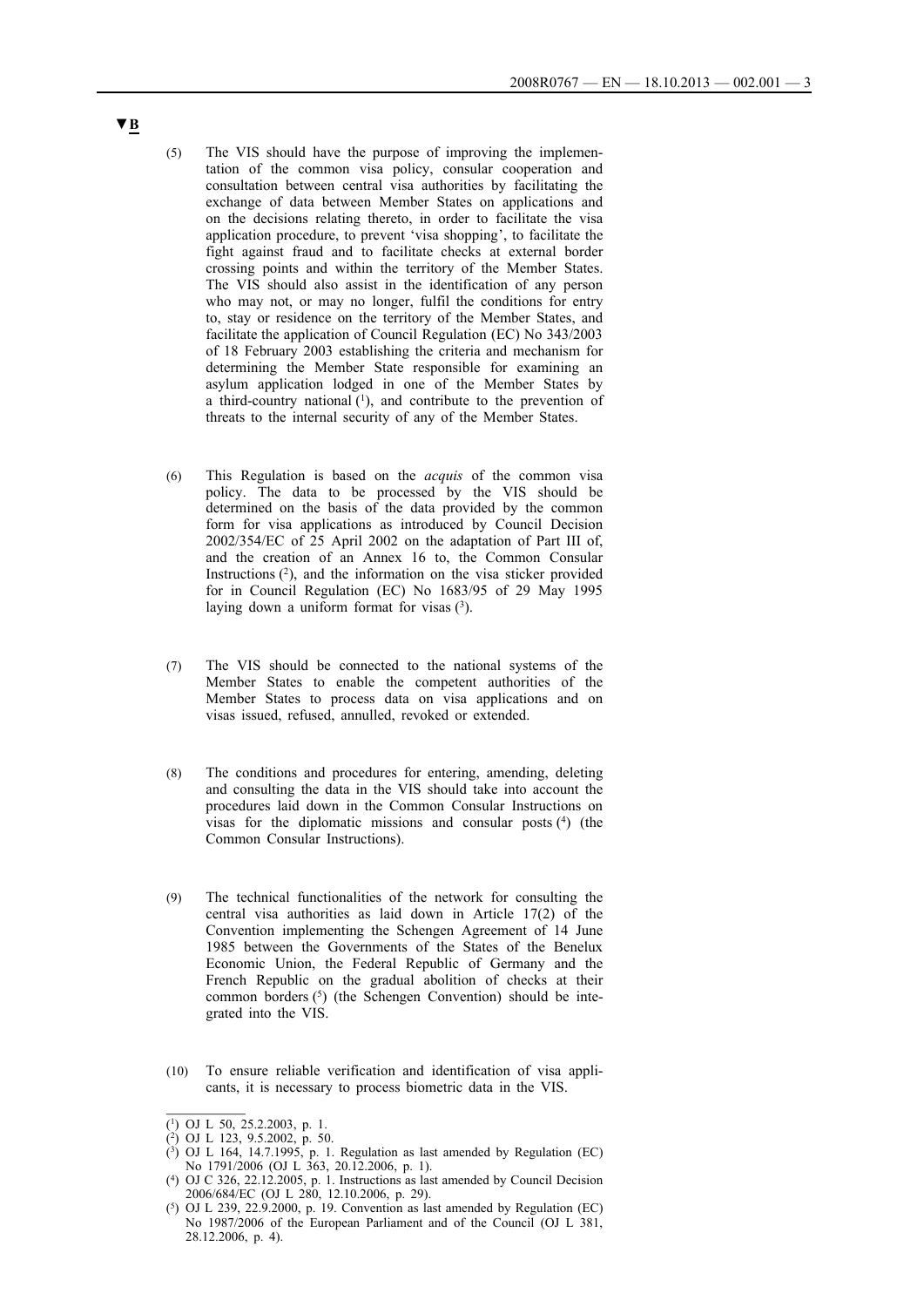▼B

(5) The VIS should have the purpose of improving the implementation of the common visa policy, consular cooperation and consultation between central visa authorities by facilitating the exchange of data between Member States on applications and on the decisions relating thereto, in order to facilitate the visa application procedure, to prevent 'visa shopping', to facilitate the fight against fraud and to facilitate checks at external border crossing points and within the territory of the Member States. The VIS should also assist in the identification of any person who may not, or may no longer, fulfil the conditions for entry to, stay or residence on the territory of the Member States, and facilitate the application of Council Regulation (EC) No 343/2003 of 18 February 2003 establishing the criteria and mechanism for determining the Member State responsible for examining an asylum application lodged in one of the Member States by a third-country national [1], and contribute to the prevention of threats to the internal security of any of the Member States.

(6) This Regulation is based on the *acquis* of the common visa policy. The data to be processed by the VIS should be determined on the basis of the data provided by the common form for visa applications as introduced by Council Decision 2002/354/EC of 25 April 2002 on the adaptation of Part III of, and the creation of an Annex 16 to, the Common Consular Instructions [2], and the information on the visa sticker provided for in Council Regulation (EC) No 1683/95 of 29 May 1995 laying down a uniform format for visas [3].

(7) The VIS should be connected to the national systems of the Member States to enable the competent authorities of the Member States to process data on visa applications and on visas issued, refused, annulled, revoked or extended.

(8) The conditions and procedures for entering, amending, deleting and consulting the data in the VIS should take into account the procedures laid down in the Common Consular Instructions on visas for the diplomatic missions and consular posts [4] (the Common Consular Instructions).

(9) The technical functionalities of the network for consulting the central visa authorities as laid down in Article 17(2) of the Convention implementing the Schengen Agreement of 14 June 1985 between the Governments of the States of the Benelux Economic Union, the Federal Republic of Germany and the French Republic on the gradual abolition of checks at their common borders [5] (the Schengen Convention) should be integrated into the VIS.

(10) To ensure reliable verification and identification of visa applicants, it is necessary to process biometric data in the VIS.

---

[1] OJ L 50, 25.2.2003, p. 1.

[2] OJ L 123, 9.5.2002, p. 50.

[3] OJ L 164, 14.7.1995, p. 1. Regulation as last amended by Regulation (EC) No 1791/2006 (OJ L 363, 20.12.2006, p. 1).

[4] OJ C 326, 22.12.2005, p. 1. Instructions as last amended by Council Decision 2006/684/EC (OJ L 280, 12.10.2006, p. 29).

[5] OJ L 239, 22.9.2000, p. 19. Convention as last amended by Regulation (EC) No 1987/2006 of the European Parliament and of the Council (OJ L 381, 28.12.2006, p. 4).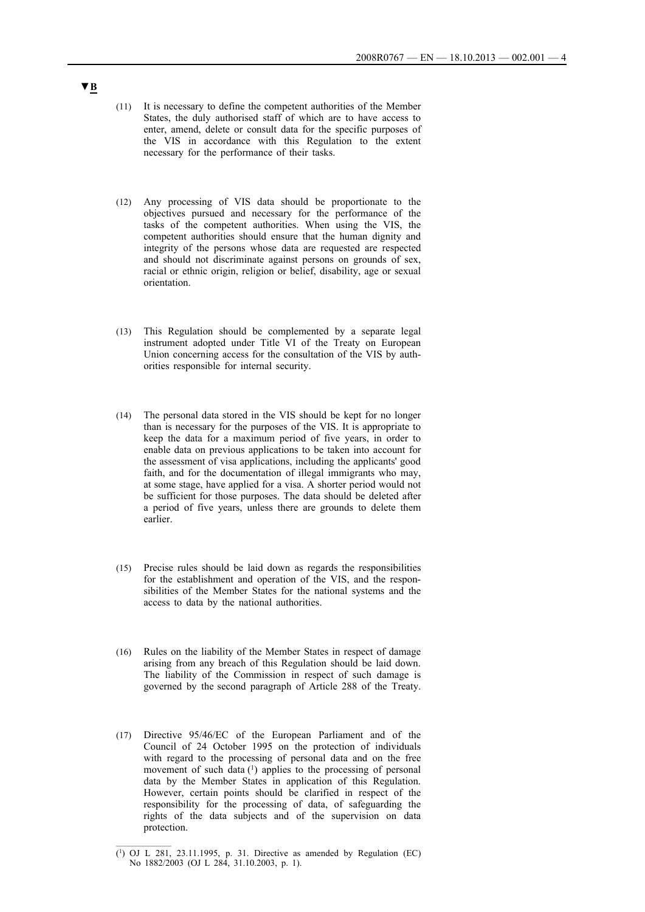▼B

(11) It is necessary to define the competent authorities of the Member States, the duly authorised staff of which are to have access to enter, amend, delete or consult data for the specific purposes of the VIS in accordance with this Regulation to the extent necessary for the performance of their tasks.

(12) Any processing of VIS data should be proportionate to the objectives pursued and necessary for the performance of the tasks of the competent authorities. When using the VIS, the competent authorities should ensure that the human dignity and integrity of the persons whose data are requested are respected and should not discriminate against persons on grounds of sex, racial or ethnic origin, religion or belief, disability, age or sexual orientation.

(13) This Regulation should be complemented by a separate legal instrument adopted under Title VI of the Treaty on European Union concerning access for the consultation of the VIS by authorities responsible for internal security.

(14) The personal data stored in the VIS should be kept for no longer than is necessary for the purposes of the VIS. It is appropriate to keep the data for a maximum period of five years, in order to enable data on previous applications to be taken into account for the assessment of visa applications, including the applicants' good faith, and for the documentation of illegal immigrants who may, at some stage, have applied for a visa. A shorter period would not be sufficient for those purposes. The data should be deleted after a period of five years, unless there are grounds to delete them earlier.

(15) Precise rules should be laid down as regards the responsibilities for the establishment and operation of the VIS, and the responsibilities of the Member States for the national systems and the access to data by the national authorities.

(16) Rules on the liability of the Member States in respect of damage arising from any breach of this Regulation should be laid down. The liability of the Commission in respect of such damage is governed by the second paragraph of Article 288 of the Treaty.

(17) Directive 95/46/EC of the European Parliament and of the Council of 24 October 1995 on the protection of individuals with regard to the processing of personal data and on the free movement of such data [1] applies to the processing of personal data by the Member States in application of this Regulation. However, certain points should be clarified in respect of the responsibility for the processing of data, of safeguarding the rights of the data subjects and of the supervision on data protection.

---

[1] OJ L 281, 23.11.1995, p. 31. Directive as amended by Regulation (EC) No 1882/2003 (OJ L 284, 31.10.2003, p. 1).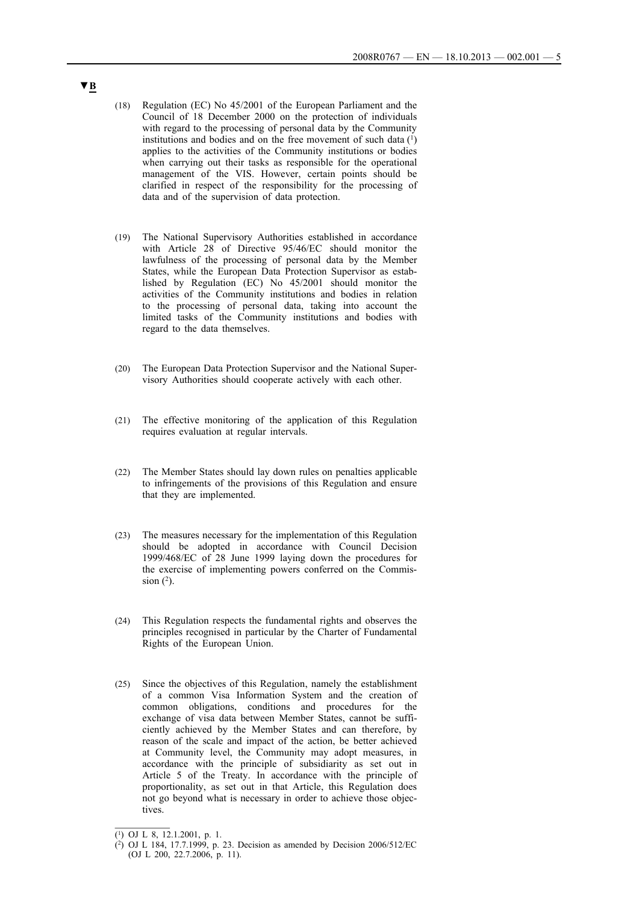▼B

(18) Regulation (EC) No 45/2001 of the European Parliament and the Council of 18 December 2000 on the protection of individuals with regard to the processing of personal data by the Community institutions and bodies and on the free movement of such data [1] applies to the activities of the Community institutions or bodies when carrying out their tasks as responsible for the operational management of the VIS. However, certain points should be clarified in respect of the responsibility for the processing of data and of the supervision of data protection.

(19) The National Supervisory Authorities established in accordance with Article 28 of Directive 95/46/EC should monitor the lawfulness of the processing of personal data by the Member States, while the European Data Protection Supervisor as established by Regulation (EC) No 45/2001 should monitor the activities of the Community institutions and bodies in relation to the processing of personal data, taking into account the limited tasks of the Community institutions and bodies with regard to the data themselves.

(20) The European Data Protection Supervisor and the National Supervisory Authorities should cooperate actively with each other.

(21) The effective monitoring of the application of this Regulation requires evaluation at regular intervals.

(22) The Member States should lay down rules on penalties applicable to infringements of the provisions of this Regulation and ensure that they are implemented.

(23) The measures necessary for the implementation of this Regulation should be adopted in accordance with Council Decision 1999/468/EC of 28 June 1999 laying down the procedures for the exercise of implementing powers conferred on the Commission [2].

(24) This Regulation respects the fundamental rights and observes the principles recognised in particular by the Charter of Fundamental Rights of the European Union.

(25) Since the objectives of this Regulation, namely the establishment of a common Visa Information System and the creation of common obligations, conditions and procedures for the exchange of visa data between Member States, cannot be sufficiently achieved by the Member States and can therefore, by reason of the scale and impact of the action, be better achieved at Community level, the Community may adopt measures, in accordance with the principle of subsidiarity as set out in Article 5 of the Treaty. In accordance with the principle of proportionality, as set out in that Article, this Regulation does not go beyond what is necessary in order to achieve those objectives.

---

(1) OJ L 8, 12.1.2001, p. 1.

(2) OJ L 184, 17.7.1999, p. 23. Decision as amended by Decision 2006/512/EC (OJ L 200, 22.7.2006, p. 11).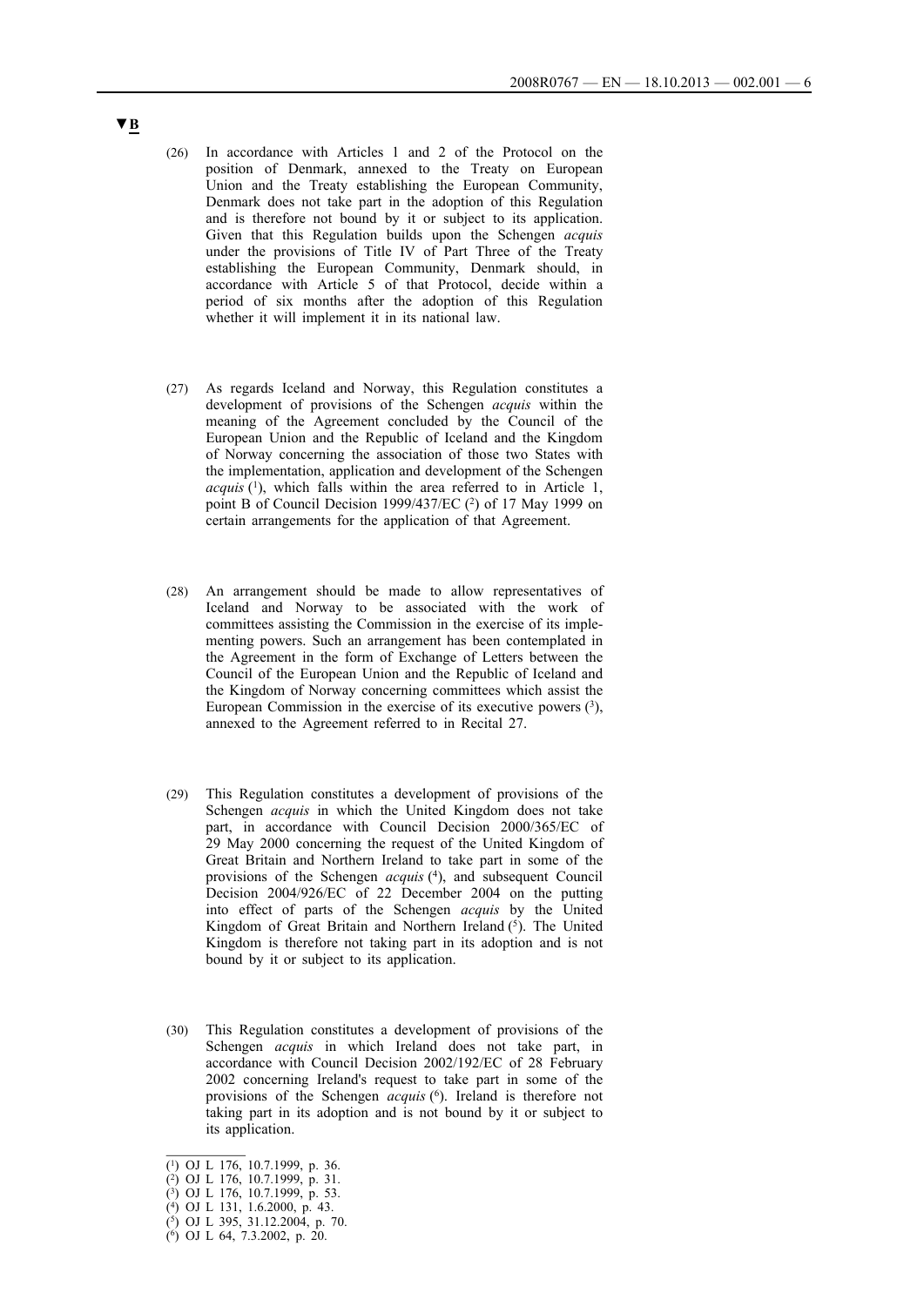▼B

(26) In accordance with Articles 1 and 2 of the Protocol on the position of Denmark, annexed to the Treaty on European Union and the Treaty establishing the European Community, Denmark does not take part in the adoption of this Regulation and is therefore not bound by it or subject to its application. Given that this Regulation builds upon the Schengen *acquis* under the provisions of Title IV of Part Three of the Treaty establishing the European Community, Denmark should, in accordance with Article 5 of that Protocol, decide within a period of six months after the adoption of this Regulation whether it will implement it in its national law.

(27) As regards Iceland and Norway, this Regulation constitutes a development of provisions of the Schengen *acquis* within the meaning of the Agreement concluded by the Council of the European Union and the Republic of Iceland and the Kingdom of Norway concerning the association of those two States with the implementation, application and development of the Schengen *acquis* [1], which falls within the area referred to in Article 1, point B of Council Decision 1999/437/EC [2] of 17 May 1999 on certain arrangements for the application of that Agreement.

(28) An arrangement should be made to allow representatives of Iceland and Norway to be associated with the work of committees assisting the Commission in the exercise of its implementing powers. Such an arrangement has been contemplated in the Agreement in the form of Exchange of Letters between the Council of the European Union and the Republic of Iceland and the Kingdom of Norway concerning committees which assist the European Commission in the exercise of its executive powers [3], annexed to the Agreement referred to in Recital 27.

(29) This Regulation constitutes a development of provisions of the Schengen *acquis* in which the United Kingdom does not take part, in accordance with Council Decision 2000/365/EC of 29 May 2000 concerning the request of the United Kingdom of Great Britain and Northern Ireland to take part in some of the provisions of the Schengen *acquis* [4], and subsequent Council Decision 2004/926/EC of 22 December 2004 on the putting into effect of parts of the Schengen *acquis* by the United Kingdom of Great Britain and Northern Ireland [5]. The United Kingdom is therefore not taking part in its adoption and is not bound by it or subject to its application.

(30) This Regulation constitutes a development of provisions of the Schengen *acquis* in which Ireland does not take part, in accordance with Council Decision 2002/192/EC of 28 February 2002 concerning Ireland's request to take part in some of the provisions of the Schengen *acquis* [6]. Ireland is therefore not taking part in its adoption and is not bound by it or subject to its application.

---

[1] OJ L 176, 10.7.1999, p. 36.
[2] OJ L 176, 10.7.1999, p. 31.
[3] OJ L 176, 10.7.1999, p. 53.
[4] OJ L 131, 1.6.2000, p. 43.
[5] OJ L 395, 31.12.2004, p. 70.
[6] OJ L 64, 7.3.2002, p. 20.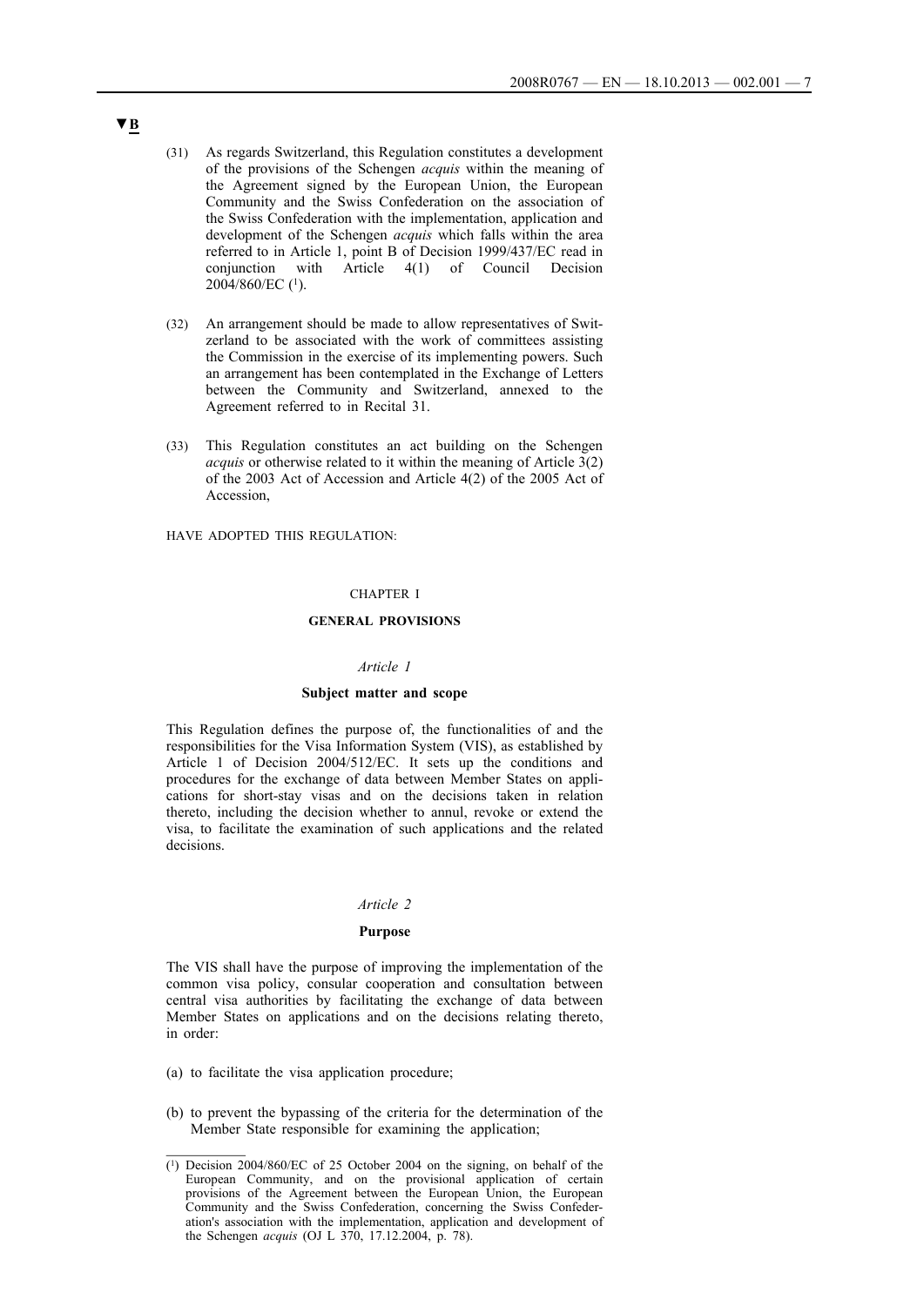▼B

(31) As regards Switzerland, this Regulation constitutes a development of the provisions of the Schengen *acquis* within the meaning of the Agreement signed by the European Union, the European Community and the Swiss Confederation on the association of the Swiss Confederation with the implementation, application and development of the Schengen *acquis* which falls within the area referred to in Article 1, point B of Decision 1999/437/EC read in conjunction with Article 4(1) of Council Decision 2004/860/EC [1].

(32) An arrangement should be made to allow representatives of Switzerland to be associated with the work of committees assisting the Commission in the exercise of its implementing powers. Such an arrangement has been contemplated in the Exchange of Letters between the Community and Switzerland, annexed to the Agreement referred to in Recital 31.

(33) This Regulation constitutes an act building on the Schengen *acquis* or otherwise related to it within the meaning of Article 3(2) of the 2003 Act of Accession and Article 4(2) of the 2005 Act of Accession,

HAVE ADOPTED THIS REGULATION:

## CHAPTER I

## GENERAL PROVISIONS

### *Article 1*

### Subject matter and scope

This Regulation defines the purpose of, the functionalities of and the responsibilities for the Visa Information System (VIS), as established by Article 1 of Decision 2004/512/EC. It sets up the conditions and procedures for the exchange of data between Member States on applications for short-stay visas and on the decisions taken in relation thereto, including the decision whether to annul, revoke or extend the visa, to facilitate the examination of such applications and the related decisions.

### *Article 2*

### Purpose

The VIS shall have the purpose of improving the implementation of the common visa policy, consular cooperation and consultation between central visa authorities by facilitating the exchange of data between Member States on applications and on the decisions relating thereto, in order:

(a) to facilitate the visa application procedure;

(b) to prevent the bypassing of the criteria for the determination of the Member State responsible for examining the application;

---

[1] Decision 2004/860/EC of 25 October 2004 on the signing, on behalf of the European Community, and on the provisional application of certain provisions of the Agreement between the European Union, the European Community and the Swiss Confederation, concerning the Swiss Confederation's association with the implementation, application and development of the Schengen *acquis* (OJ L 370, 17.12.2004, p. 78).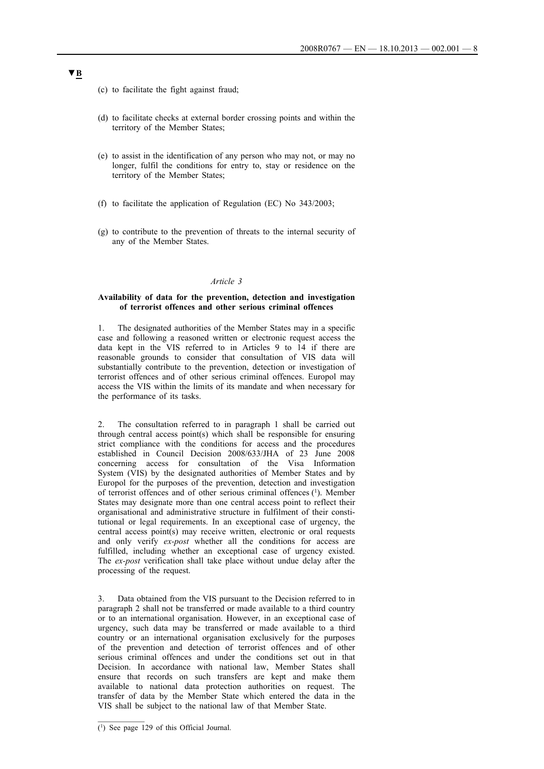▼B

(c) to facilitate the fight against fraud;

(d) to facilitate checks at external border crossing points and within the territory of the Member States;

(e) to assist in the identification of any person who may not, or may no longer, fulfil the conditions for entry to, stay or residence on the territory of the Member States;

(f) to facilitate the application of Regulation (EC) No 343/2003;

(g) to contribute to the prevention of threats to the internal security of any of the Member States.

*Article 3*

**Availability of data for the prevention, detection and investigation of terrorist offences and other serious criminal offences**

1. The designated authorities of the Member States may in a specific case and following a reasoned written or electronic request access the data kept in the VIS referred to in Articles 9 to 14 if there are reasonable grounds to consider that consultation of VIS data will substantially contribute to the prevention, detection or investigation of terrorist offences and of other serious criminal offences. Europol may access the VIS within the limits of its mandate and when necessary for the performance of its tasks.

2. The consultation referred to in paragraph 1 shall be carried out through central access point(s) which shall be responsible for ensuring strict compliance with the conditions for access and the procedures established in Council Decision 2008/633/JHA of 23 June 2008 concerning access for consultation of the Visa Information System (VIS) by the designated authorities of Member States and by Europol for the purposes of the prevention, detection and investigation of terrorist offences and of other serious criminal offences [1]. Member States may designate more than one central access point to reflect their organisational and administrative structure in fulfilment of their constitutional or legal requirements. In an exceptional case of urgency, the central access point(s) may receive written, electronic or oral requests and only verify *ex-post* whether all the conditions for access are fulfilled, including whether an exceptional case of urgency existed. The *ex-post* verification shall take place without undue delay after the processing of the request.

3. Data obtained from the VIS pursuant to the Decision referred to in paragraph 2 shall not be transferred or made available to a third country or to an international organisation. However, in an exceptional case of urgency, such data may be transferred or made available to a third country or an international organisation exclusively for the purposes of the prevention and detection of terrorist offences and of other serious criminal offences and under the conditions set out in that Decision. In accordance with national law, Member States shall ensure that records on such transfers are kept and make them available to national data protection authorities on request. The transfer of data by the Member State which entered the data in the VIS shall be subject to the national law of that Member State.

---

[1] See page 129 of this Official Journal.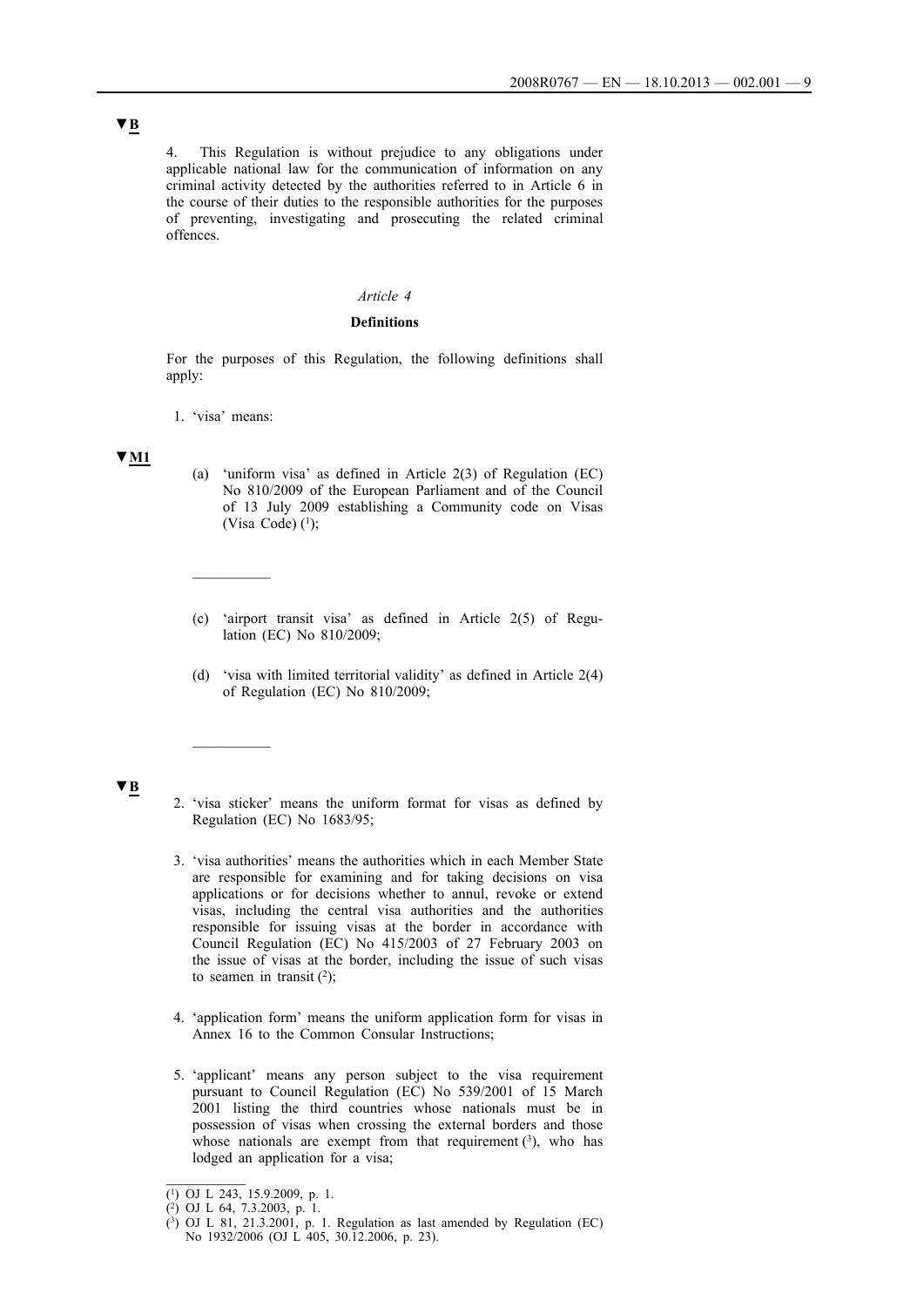▼B

4. This Regulation is without prejudice to any obligations under applicable national law for the communication of information on any criminal activity detected by the authorities referred to in Article 6 in the course of their duties to the responsible authorities for the purposes of preventing, investigating and prosecuting the related criminal offences.

*Article 4*

**Definitions**

For the purposes of this Regulation, the following definitions shall apply:

1. 'visa' means:

▼M1

(a) 'uniform visa' as defined in Article 2(3) of Regulation (EC) No 810/2009 of the European Parliament and of the Council of 13 July 2009 establishing a Community code on Visas (Visa Code) [1];

__________

(c) 'airport transit visa' as defined in Article 2(5) of Regulation (EC) No 810/2009;

(d) 'visa with limited territorial validity' as defined in Article 2(4) of Regulation (EC) No 810/2009;

__________

▼B

2. 'visa sticker' means the uniform format for visas as defined by Regulation (EC) No 1683/95;

3. 'visa authorities' means the authorities which in each Member State are responsible for examining and for taking decisions on visa applications or for decisions whether to annul, revoke or extend visas, including the central visa authorities and the authorities responsible for issuing visas at the border in accordance with Council Regulation (EC) No 415/2003 of 27 February 2003 on the issue of visas at the border, including the issue of such visas to seamen in transit [2];

4. 'application form' means the uniform application form for visas in Annex 16 to the Common Consular Instructions;

5. 'applicant' means any person subject to the visa requirement pursuant to Council Regulation (EC) No 539/2001 of 15 March 2001 listing the third countries whose nationals must be in possession of visas when crossing the external borders and those whose nationals are exempt from that requirement [3], who has lodged an application for a visa;

---

[1] OJ L 243, 15.9.2009, p. 1.

[2] OJ L 64, 7.3.2003, p. 1.

[3] OJ L 81, 21.3.2001, p. 1. Regulation as last amended by Regulation (EC) No 1932/2006 (OJ L 405, 30.12.2006, p. 23).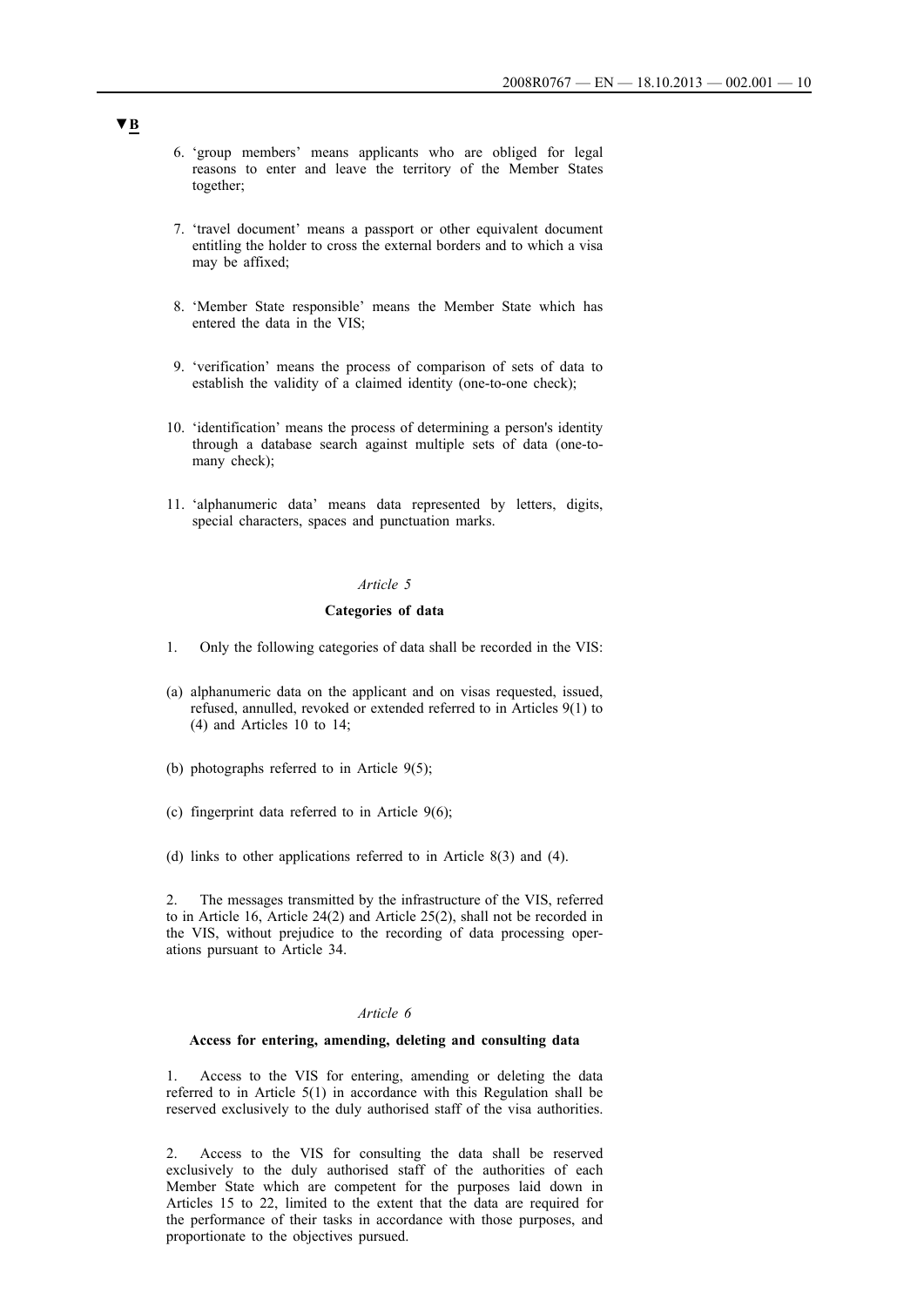▼B

6. 'group members' means applicants who are obliged for legal reasons to enter and leave the territory of the Member States together;

7. 'travel document' means a passport or other equivalent document entitling the holder to cross the external borders and to which a visa may be affixed;

8. 'Member State responsible' means the Member State which has entered the data in the VIS;

9. 'verification' means the process of comparison of sets of data to establish the validity of a claimed identity (one-to-one check);

10. 'identification' means the process of determining a person's identity through a database search against multiple sets of data (one-to-many check);

11. 'alphanumeric data' means data represented by letters, digits, special characters, spaces and punctuation marks.

*Article 5*

**Categories of data**

1. Only the following categories of data shall be recorded in the VIS:

(a) alphanumeric data on the applicant and on visas requested, issued, refused, annulled, revoked or extended referred to in Articles 9(1) to (4) and Articles 10 to 14;

(b) photographs referred to in Article 9(5);

(c) fingerprint data referred to in Article 9(6);

(d) links to other applications referred to in Article 8(3) and (4).

2. The messages transmitted by the infrastructure of the VIS, referred to in Article 16, Article 24(2) and Article 25(2), shall not be recorded in the VIS, without prejudice to the recording of data processing operations pursuant to Article 34.

*Article 6*

**Access for entering, amending, deleting and consulting data**

1. Access to the VIS for entering, amending or deleting the data referred to in Article 5(1) in accordance with this Regulation shall be reserved exclusively to the duly authorised staff of the visa authorities.

2. Access to the VIS for consulting the data shall be reserved exclusively to the duly authorised staff of the authorities of each Member State which are competent for the purposes laid down in Articles 15 to 22, limited to the extent that the data are required for the performance of their tasks in accordance with those purposes, and proportionate to the objectives pursued.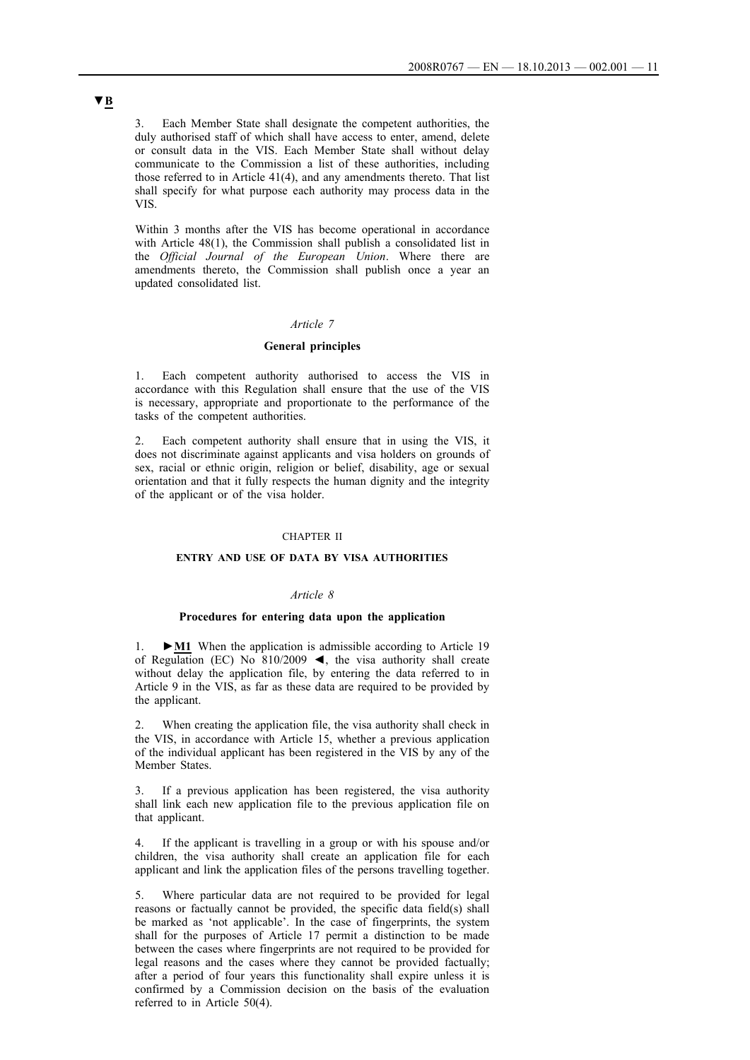**▼B**

3. Each Member State shall designate the competent authorities, the duly authorised staff of which shall have access to enter, amend, delete or consult data in the VIS. Each Member State shall without delay communicate to the Commission a list of these authorities, including those referred to in Article 41(4), and any amendments thereto. That list shall specify for what purpose each authority may process data in the VIS.

Within 3 months after the VIS has become operational in accordance with Article 48(1), the Commission shall publish a consolidated list in the *Official Journal of the European Union*. Where there are amendments thereto, the Commission shall publish once a year an updated consolidated list.

*Article 7*

**General principles**

1. Each competent authority authorised to access the VIS in accordance with this Regulation shall ensure that the use of the VIS is necessary, appropriate and proportionate to the performance of the tasks of the competent authorities.

2. Each competent authority shall ensure that in using the VIS, it does not discriminate against applicants and visa holders on grounds of sex, racial or ethnic origin, religion or belief, disability, age or sexual orientation and that it fully respects the human dignity and the integrity of the applicant or of the visa holder.

CHAPTER II

**ENTRY AND USE OF DATA BY VISA AUTHORITIES**

*Article 8*

**Procedures for entering data upon the application**

1. ►**M1** When the application is admissible according to Article 19 of Regulation (EC) No 810/2009 ◄, the visa authority shall create without delay the application file, by entering the data referred to in Article 9 in the VIS, as far as these data are required to be provided by the applicant.

2. When creating the application file, the visa authority shall check in the VIS, in accordance with Article 15, whether a previous application of the individual applicant has been registered in the VIS by any of the Member States.

3. If a previous application has been registered, the visa authority shall link each new application file to the previous application file on that applicant.

4. If the applicant is travelling in a group or with his spouse and/or children, the visa authority shall create an application file for each applicant and link the application files of the persons travelling together.

5. Where particular data are not required to be provided for legal reasons or factually cannot be provided, the specific data field(s) shall be marked as 'not applicable'. In the case of fingerprints, the system shall for the purposes of Article 17 permit a distinction to be made between the cases where fingerprints are not required to be provided for legal reasons and the cases where they cannot be provided factually; after a period of four years this functionality shall expire unless it is confirmed by a Commission decision on the basis of the evaluation referred to in Article 50(4).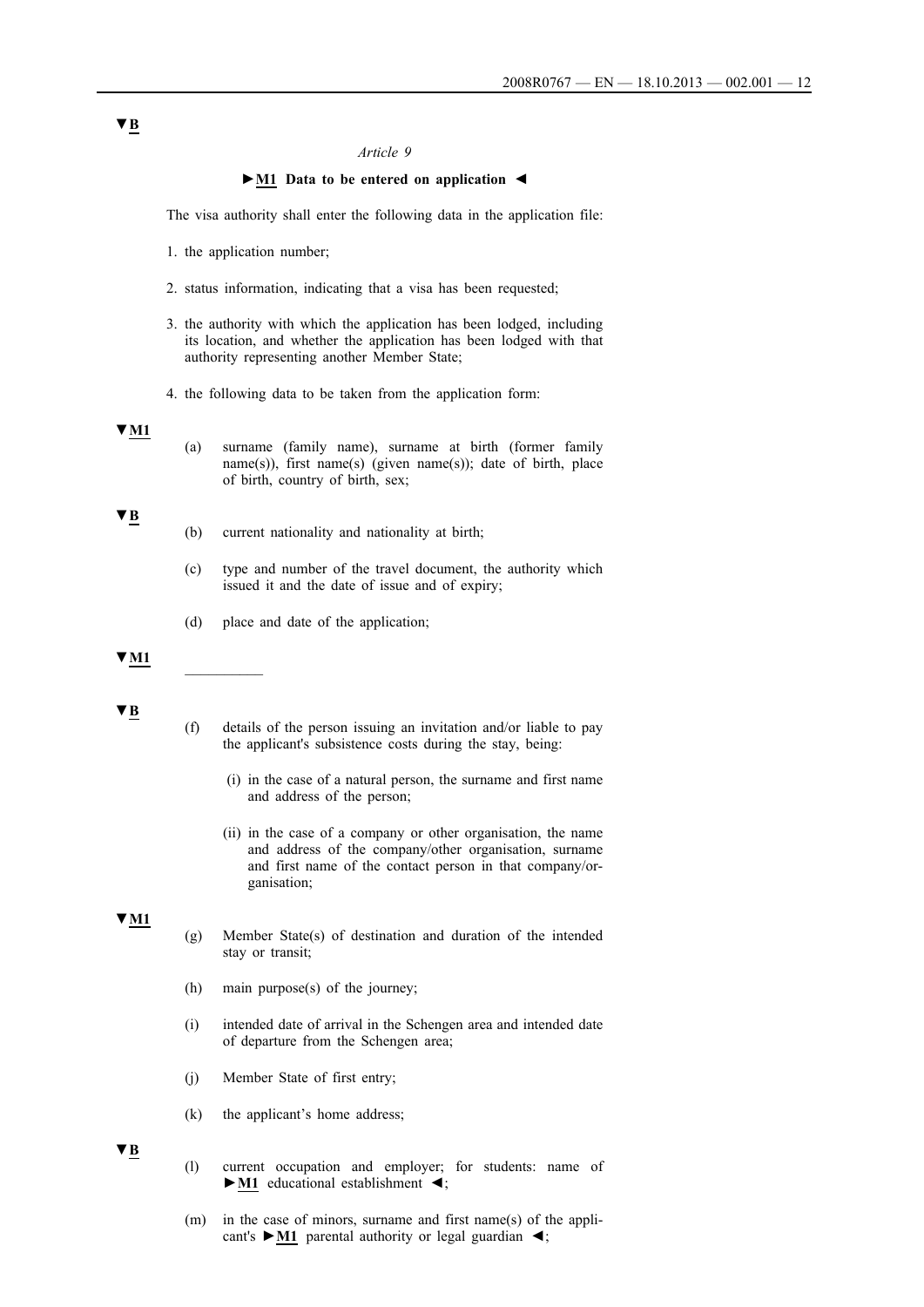▼B

*Article 9*

**►M1 Data to be entered on application ◄**

The visa authority shall enter the following data in the application file:

1. the application number;

2. status information, indicating that a visa has been requested;

3. the authority with which the application has been lodged, including its location, and whether the application has been lodged with that authority representing another Member State;

4. the following data to be taken from the application form:

▼M1

(a) surname (family name), surname at birth (former family name(s)), first name(s) (given name(s)); date of birth, place of birth, country of birth, sex;

▼B

(b) current nationality and nationality at birth;

(c) type and number of the travel document, the authority which issued it and the date of issue and of expiry;

(d) place and date of the application;

▼M1

\_\_\_\_\_\_\_\_\_\_

▼B

(f) details of the person issuing an invitation and/or liable to pay the applicant's subsistence costs during the stay, being:

(i) in the case of a natural person, the surname and first name and address of the person;

(ii) in the case of a company or other organisation, the name and address of the company/other organisation, surname and first name of the contact person in that company/organisation;

▼M1

(g) Member State(s) of destination and duration of the intended stay or transit;

(h) main purpose(s) of the journey;

(i) intended date of arrival in the Schengen area and intended date of departure from the Schengen area;

(j) Member State of first entry;

(k) the applicant's home address;

▼B

(l) current occupation and employer; for students: name of ►M1 educational establishment ◄;

(m) in the case of minors, surname and first name(s) of the applicant's ►M1 parental authority or legal guardian ◄;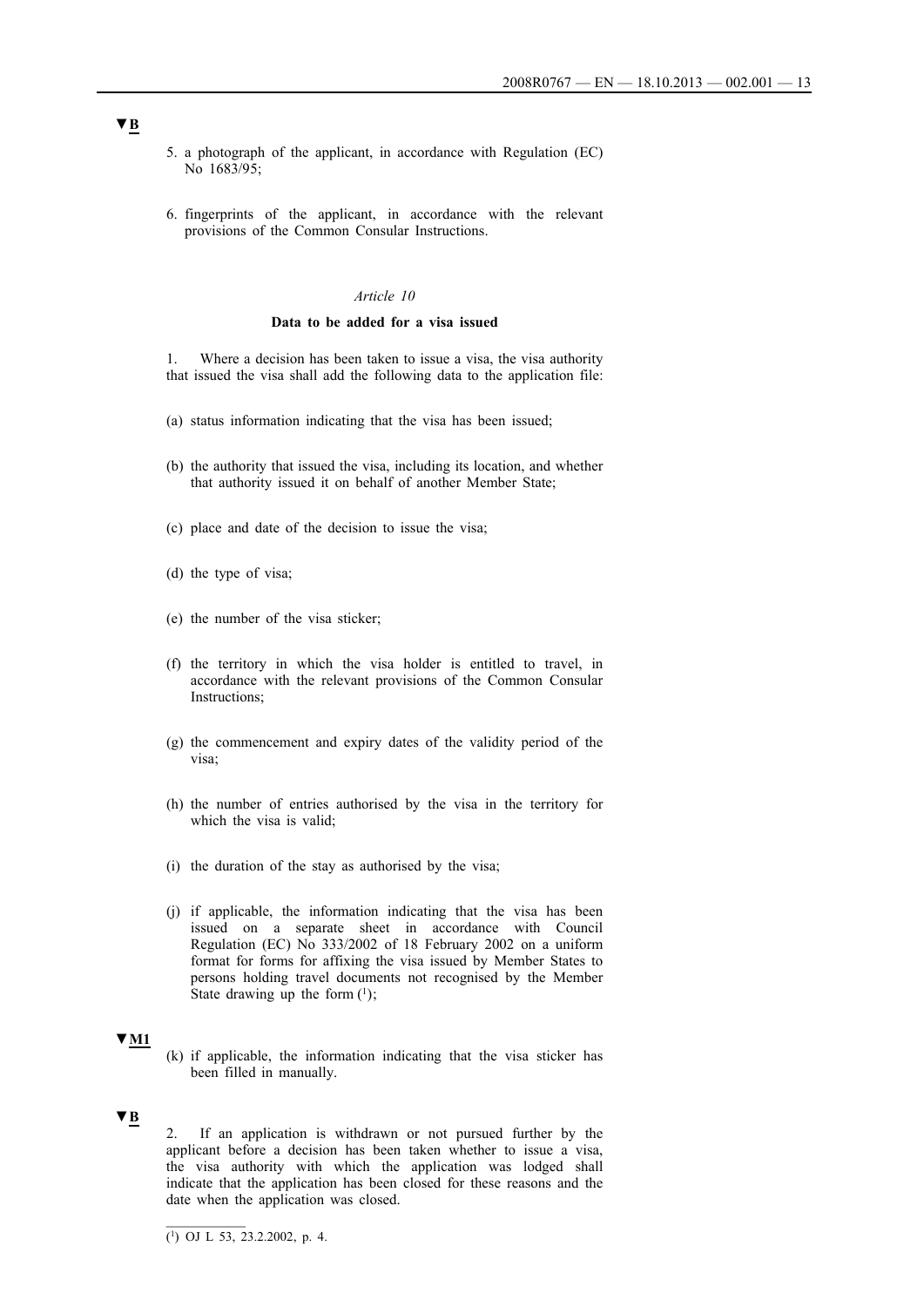▼B

5. a photograph of the applicant, in accordance with Regulation (EC) No 1683/95;

6. fingerprints of the applicant, in accordance with the relevant provisions of the Common Consular Instructions.

*Article 10*

**Data to be added for a visa issued**

1. Where a decision has been taken to issue a visa, the visa authority that issued the visa shall add the following data to the application file:

(a) status information indicating that the visa has been issued;

(b) the authority that issued the visa, including its location, and whether that authority issued it on behalf of another Member State;

(c) place and date of the decision to issue the visa;

(d) the type of visa;

(e) the number of the visa sticker;

(f) the territory in which the visa holder is entitled to travel, in accordance with the relevant provisions of the Common Consular Instructions;

(g) the commencement and expiry dates of the validity period of the visa;

(h) the number of entries authorised by the visa in the territory for which the visa is valid;

(i) the duration of the stay as authorised by the visa;

(j) if applicable, the information indicating that the visa has been issued on a separate sheet in accordance with Council Regulation (EC) No 333/2002 of 18 February 2002 on a uniform format for forms for affixing the visa issued by Member States to persons holding travel documents not recognised by the Member State drawing up the form (1);

▼M1

(k) if applicable, the information indicating that the visa sticker has been filled in manually.

▼B

2. If an application is withdrawn or not pursued further by the applicant before a decision has been taken whether to issue a visa, the visa authority with which the application was lodged shall indicate that the application has been closed for these reasons and the date when the application was closed.

(1) OJ L 53, 23.2.2002, p. 4.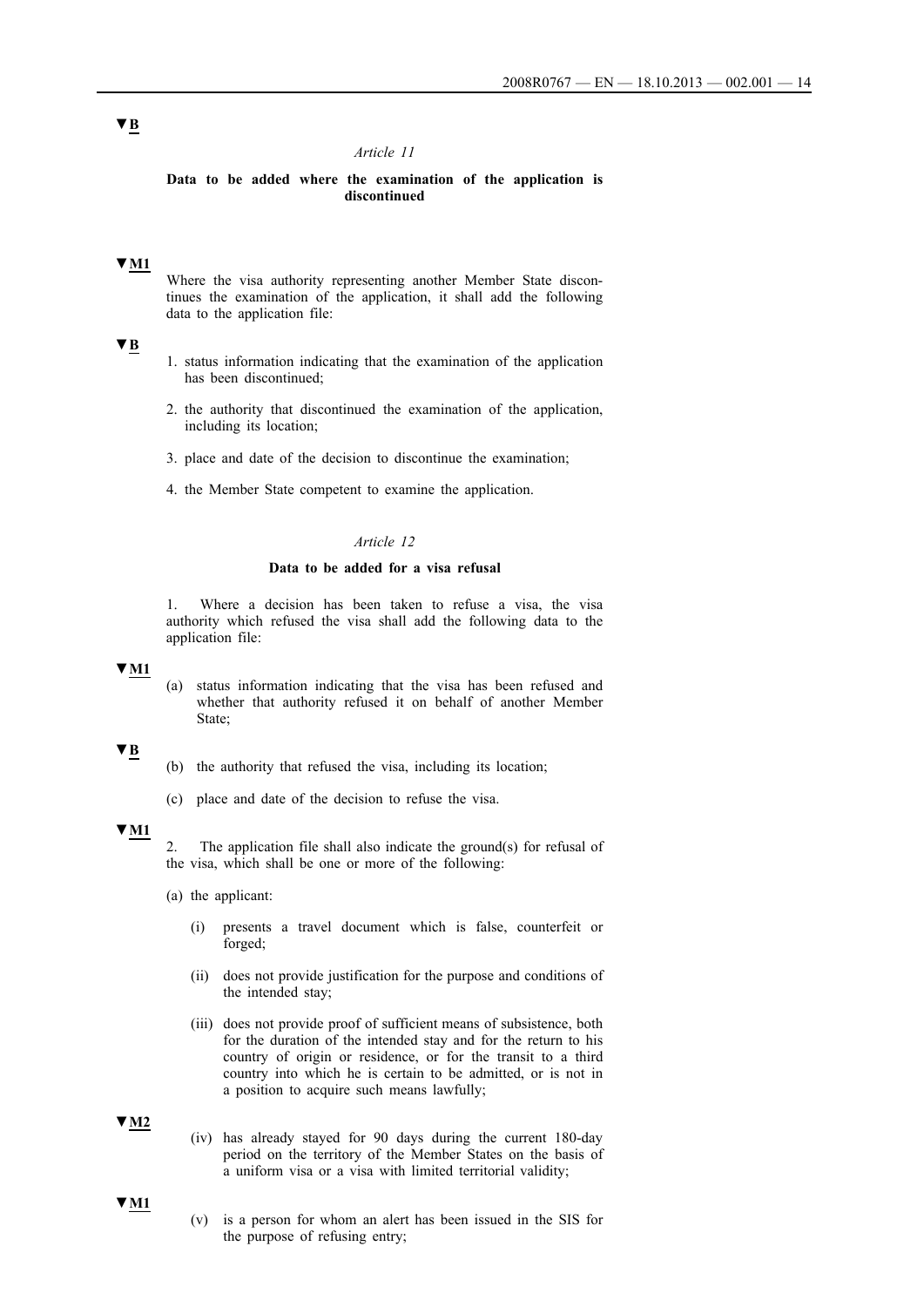▼B

*Article 11*

**Data to be added where the examination of the application is discontinued**

▼M1

Where the visa authority representing another Member State discontinues the examination of the application, it shall add the following data to the application file:

▼B

1. status information indicating that the examination of the application has been discontinued;
2. the authority that discontinued the examination of the application, including its location;
3. place and date of the decision to discontinue the examination;
4. the Member State competent to examine the application.

*Article 12*

**Data to be added for a visa refusal**

1. Where a decision has been taken to refuse a visa, the visa authority which refused the visa shall add the following data to the application file:

▼M1

(a) status information indicating that the visa has been refused and whether that authority refused it on behalf of another Member State;

▼B

(b) the authority that refused the visa, including its location;

(c) place and date of the decision to refuse the visa.

▼M1

2. The application file shall also indicate the ground(s) for refusal of the visa, which shall be one or more of the following:

(a) the applicant:

(i) presents a travel document which is false, counterfeit or forged;

(ii) does not provide justification for the purpose and conditions of the intended stay;

(iii) does not provide proof of sufficient means of subsistence, both for the duration of the intended stay and for the return to his country of origin or residence, or for the transit to a third country into which he is certain to be admitted, or is not in a position to acquire such means lawfully;

▼M2

(iv) has already stayed for 90 days during the current 180-day period on the territory of the Member States on the basis of a uniform visa or a visa with limited territorial validity;

▼M1

(v) is a person for whom an alert has been issued in the SIS for the purpose of refusing entry;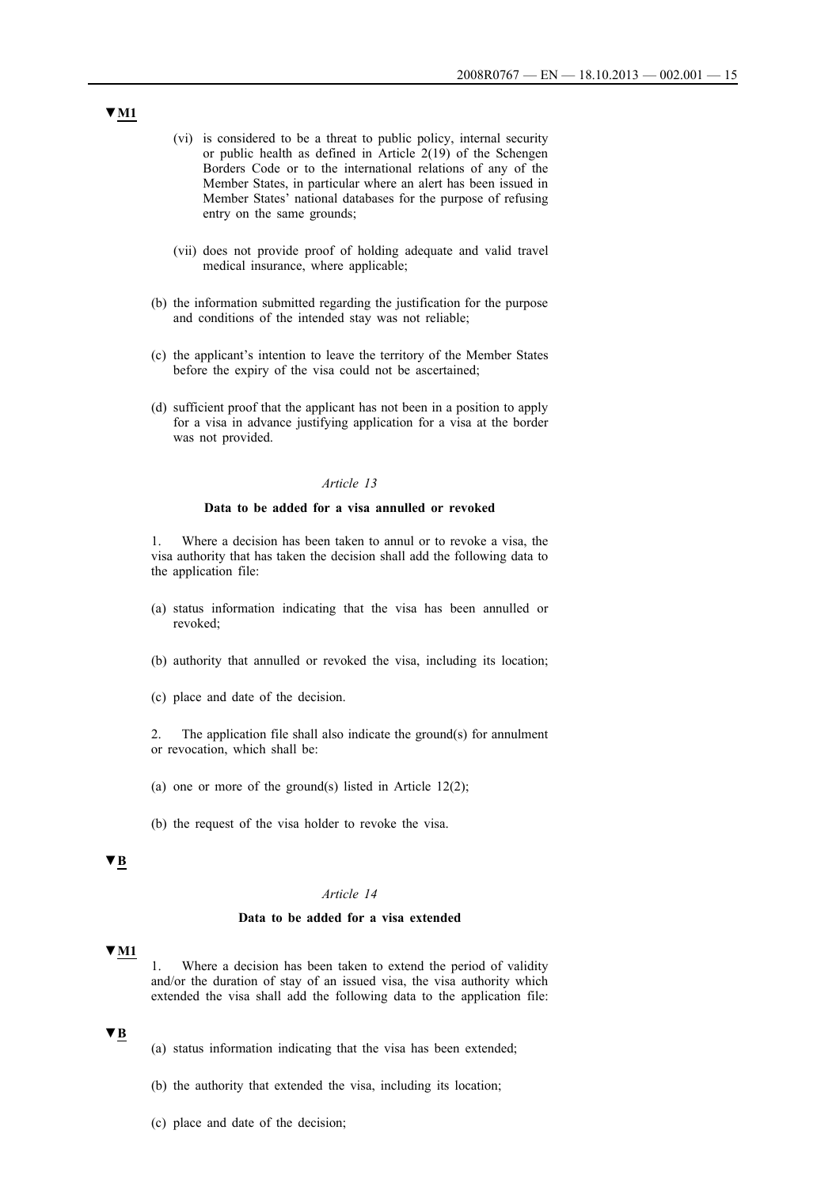▼M1

(vi) is considered to be a threat to public policy, internal security or public health as defined in Article 2(19) of the Schengen Borders Code or to the international relations of any of the Member States, in particular where an alert has been issued in Member States' national databases for the purpose of refusing entry on the same grounds;

(vii) does not provide proof of holding adequate and valid travel medical insurance, where applicable;

(b) the information submitted regarding the justification for the purpose and conditions of the intended stay was not reliable;

(c) the applicant's intention to leave the territory of the Member States before the expiry of the visa could not be ascertained;

(d) sufficient proof that the applicant has not been in a position to apply for a visa in advance justifying application for a visa at the border was not provided.

*Article 13*

**Data to be added for a visa annulled or revoked**

1. Where a decision has been taken to annul or to revoke a visa, the visa authority that has taken the decision shall add the following data to the application file:

(a) status information indicating that the visa has been annulled or revoked;

(b) authority that annulled or revoked the visa, including its location;

(c) place and date of the decision.

2. The application file shall also indicate the ground(s) for annulment or revocation, which shall be:

(a) one or more of the ground(s) listed in Article 12(2);

(b) the request of the visa holder to revoke the visa.

▼B

*Article 14*

**Data to be added for a visa extended**

▼M1

1. Where a decision has been taken to extend the period of validity and/or the duration of stay of an issued visa, the visa authority which extended the visa shall add the following data to the application file:

▼B

(a) status information indicating that the visa has been extended;

(b) the authority that extended the visa, including its location;

(c) place and date of the decision;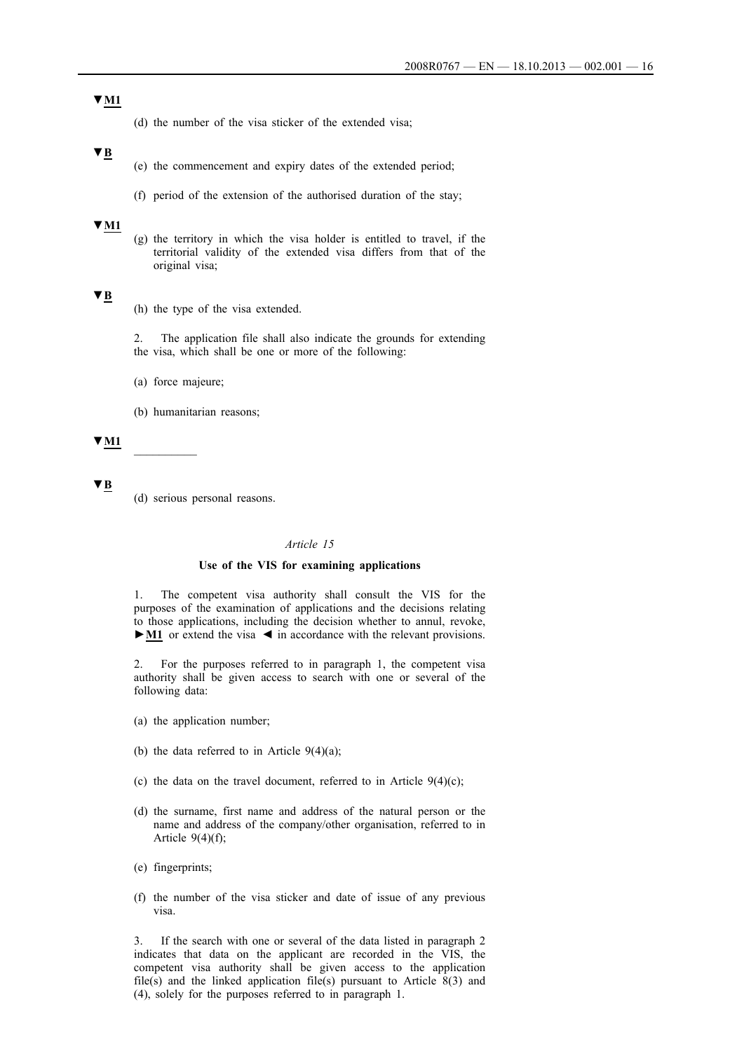▼M1

(d) the number of the visa sticker of the extended visa;

▼B

(e) the commencement and expiry dates of the extended period;

(f) period of the extension of the authorised duration of the stay;

▼M1

(g) the territory in which the visa holder is entitled to travel, if the territorial validity of the extended visa differs from that of the original visa;

▼B

(h) the type of the visa extended.

2. The application file shall also indicate the grounds for extending the visa, which shall be one or more of the following:

(a) force majeure;

(b) humanitarian reasons;

▼M1

__________

▼B

(d) serious personal reasons.

*Article 15*

**Use of the VIS for examining applications**

1. The competent visa authority shall consult the VIS for the purposes of the examination of applications and the decisions relating to those applications, including the decision whether to annul, revoke, ►M1 or extend the visa ◄ in accordance with the relevant provisions.

2. For the purposes referred to in paragraph 1, the competent visa authority shall be given access to search with one or several of the following data:

(a) the application number;

(b) the data referred to in Article 9(4)(a);

(c) the data on the travel document, referred to in Article 9(4)(c);

(d) the surname, first name and address of the natural person or the name and address of the company/other organisation, referred to in Article 9(4)(f);

(e) fingerprints;

(f) the number of the visa sticker and date of issue of any previous visa.

3. If the search with one or several of the data listed in paragraph 2 indicates that data on the applicant are recorded in the VIS, the competent visa authority shall be given access to the application file(s) and the linked application file(s) pursuant to Article 8(3) and (4), solely for the purposes referred to in paragraph 1.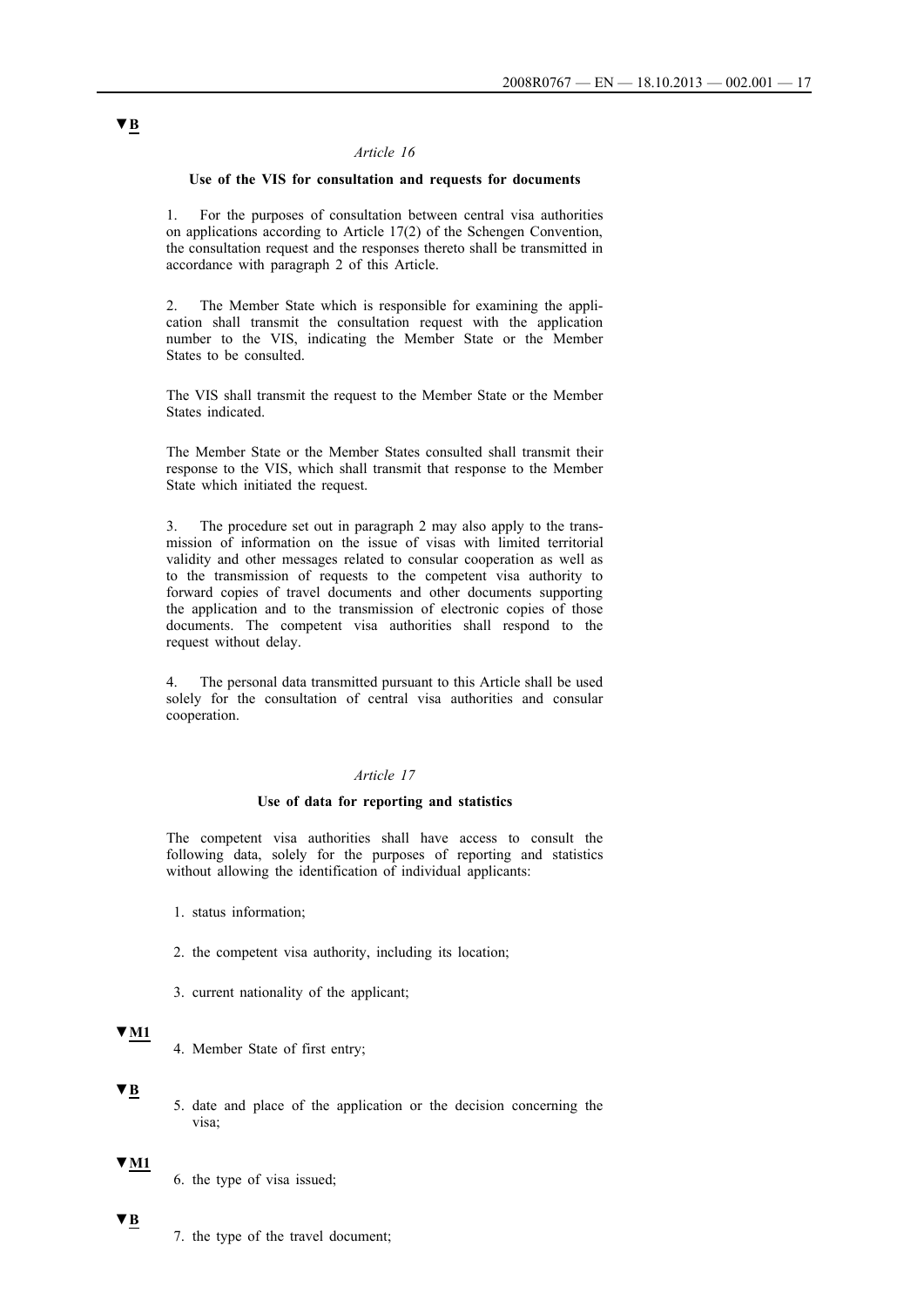▼B

*Article 16*

**Use of the VIS for consultation and requests for documents**

1. For the purposes of consultation between central visa authorities on applications according to Article 17(2) of the Schengen Convention, the consultation request and the responses thereto shall be transmitted in accordance with paragraph 2 of this Article.

2. The Member State which is responsible for examining the application shall transmit the consultation request with the application number to the VIS, indicating the Member State or the Member States to be consulted.

The VIS shall transmit the request to the Member State or the Member States indicated.

The Member State or the Member States consulted shall transmit their response to the VIS, which shall transmit that response to the Member State which initiated the request.

3. The procedure set out in paragraph 2 may also apply to the transmission of information on the issue of visas with limited territorial validity and other messages related to consular cooperation as well as to the transmission of requests to the competent visa authority to forward copies of travel documents and other documents supporting the application and to the transmission of electronic copies of those documents. The competent visa authorities shall respond to the request without delay.

4. The personal data transmitted pursuant to this Article shall be used solely for the consultation of central visa authorities and consular cooperation.

*Article 17*

**Use of data for reporting and statistics**

The competent visa authorities shall have access to consult the following data, solely for the purposes of reporting and statistics without allowing the identification of individual applicants:

1. status information;

2. the competent visa authority, including its location;

3. current nationality of the applicant;

▼M1

4. Member State of first entry;

▼B

5. date and place of the application or the decision concerning the visa;

▼M1

6. the type of visa issued;

▼B

7. the type of the travel document;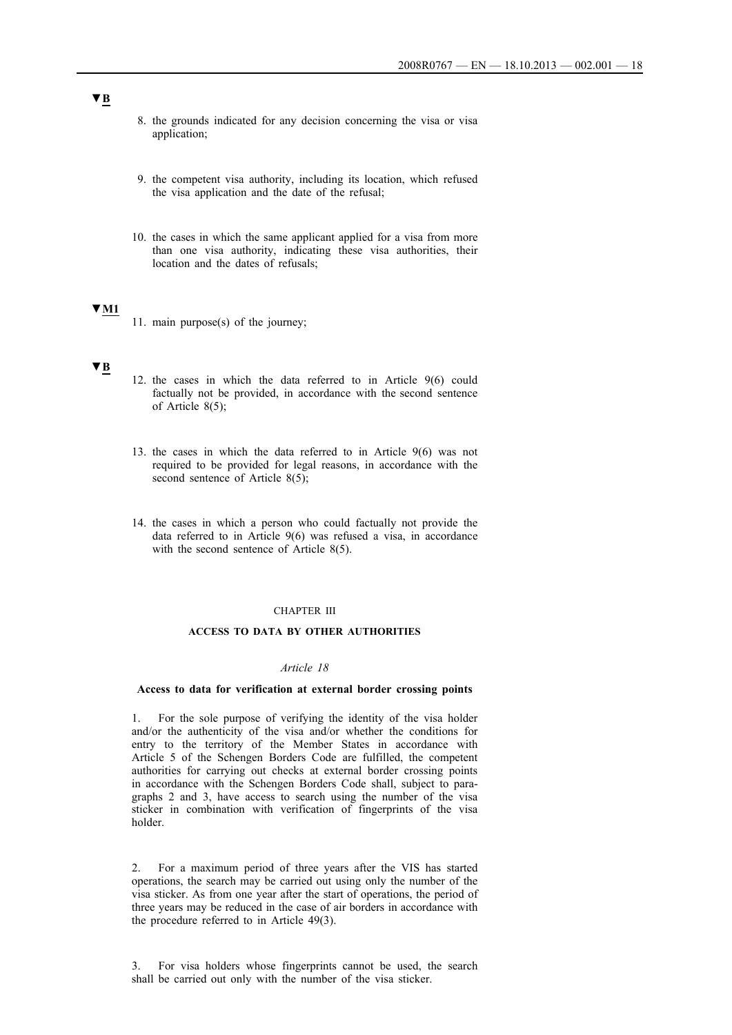▼B

8. the grounds indicated for any decision concerning the visa or visa application;

9. the competent visa authority, including its location, which refused the visa application and the date of the refusal;

10. the cases in which the same applicant applied for a visa from more than one visa authority, indicating these visa authorities, their location and the dates of refusals;

▼M1

11. main purpose(s) of the journey;

▼B

12. the cases in which the data referred to in Article 9(6) could factually not be provided, in accordance with the second sentence of Article 8(5);

13. the cases in which the data referred to in Article 9(6) was not required to be provided for legal reasons, in accordance with the second sentence of Article 8(5);

14. the cases in which a person who could factually not provide the data referred to in Article 9(6) was refused a visa, in accordance with the second sentence of Article 8(5).

## CHAPTER III

## ACCESS TO DATA BY OTHER AUTHORITIES

### *Article 18*

### Access to data for verification at external border crossing points

1. For the sole purpose of verifying the identity of the visa holder and/or the authenticity of the visa and/or whether the conditions for entry to the territory of the Member States in accordance with Article 5 of the Schengen Borders Code are fulfilled, the competent authorities for carrying out checks at external border crossing points in accordance with the Schengen Borders Code shall, subject to paragraphs 2 and 3, have access to search using the number of the visa sticker in combination with verification of fingerprints of the visa holder.

2. For a maximum period of three years after the VIS has started operations, the search may be carried out using only the number of the visa sticker. As from one year after the start of operations, the period of three years may be reduced in the case of air borders in accordance with the procedure referred to in Article 49(3).

3. For visa holders whose fingerprints cannot be used, the search shall be carried out only with the number of the visa sticker.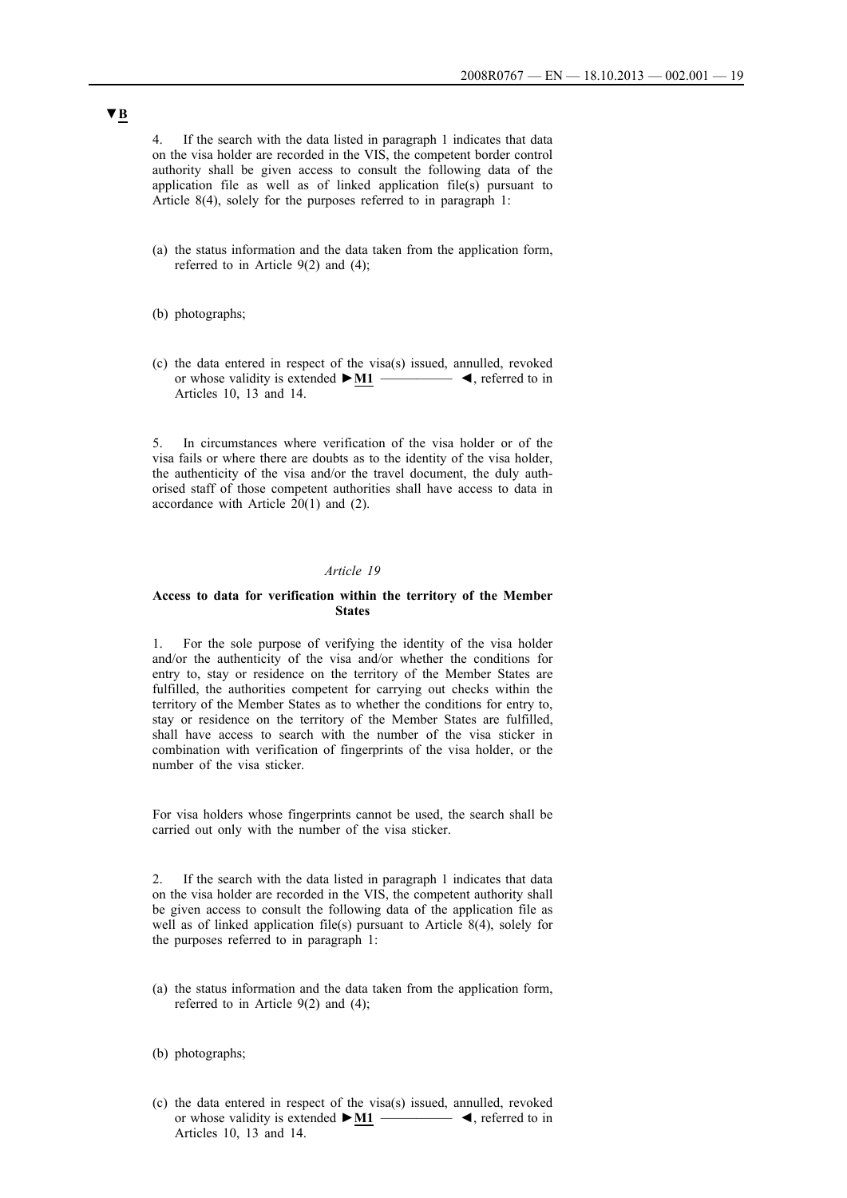▼B

4. If the search with the data listed in paragraph 1 indicates that data on the visa holder are recorded in the VIS, the competent border control authority shall be given access to consult the following data of the application file as well as of linked application file(s) pursuant to Article 8(4), solely for the purposes referred to in paragraph 1:

(a) the status information and the data taken from the application form, referred to in Article 9(2) and (4);

(b) photographs;

(c) the data entered in respect of the visa(s) issued, annulled, revoked or whose validity is extended ►M1 ———— ◄, referred to in Articles 10, 13 and 14.

5. In circumstances where verification of the visa holder or of the visa fails or where there are doubts as to the identity of the visa holder, the authenticity of the visa and/or the travel document, the duly authorised staff of those competent authorities shall have access to data in accordance with Article 20(1) and (2).

*Article 19*

**Access to data for verification within the territory of the Member States**

1. For the sole purpose of verifying the identity of the visa holder and/or the authenticity of the visa and/or whether the conditions for entry to, stay or residence on the territory of the Member States are fulfilled, the authorities competent for carrying out checks within the territory of the Member States as to whether the conditions for entry to, stay or residence on the territory of the Member States are fulfilled, shall have access to search with the number of the visa sticker in combination with verification of fingerprints of the visa holder, or the number of the visa sticker.

For visa holders whose fingerprints cannot be used, the search shall be carried out only with the number of the visa sticker.

2. If the search with the data listed in paragraph 1 indicates that data on the visa holder are recorded in the VIS, the competent authority shall be given access to consult the following data of the application file as well as of linked application file(s) pursuant to Article 8(4), solely for the purposes referred to in paragraph 1:

(a) the status information and the data taken from the application form, referred to in Article 9(2) and (4);

(b) photographs;

(c) the data entered in respect of the visa(s) issued, annulled, revoked or whose validity is extended ►M1 ———— ◄, referred to in Articles 10, 13 and 14.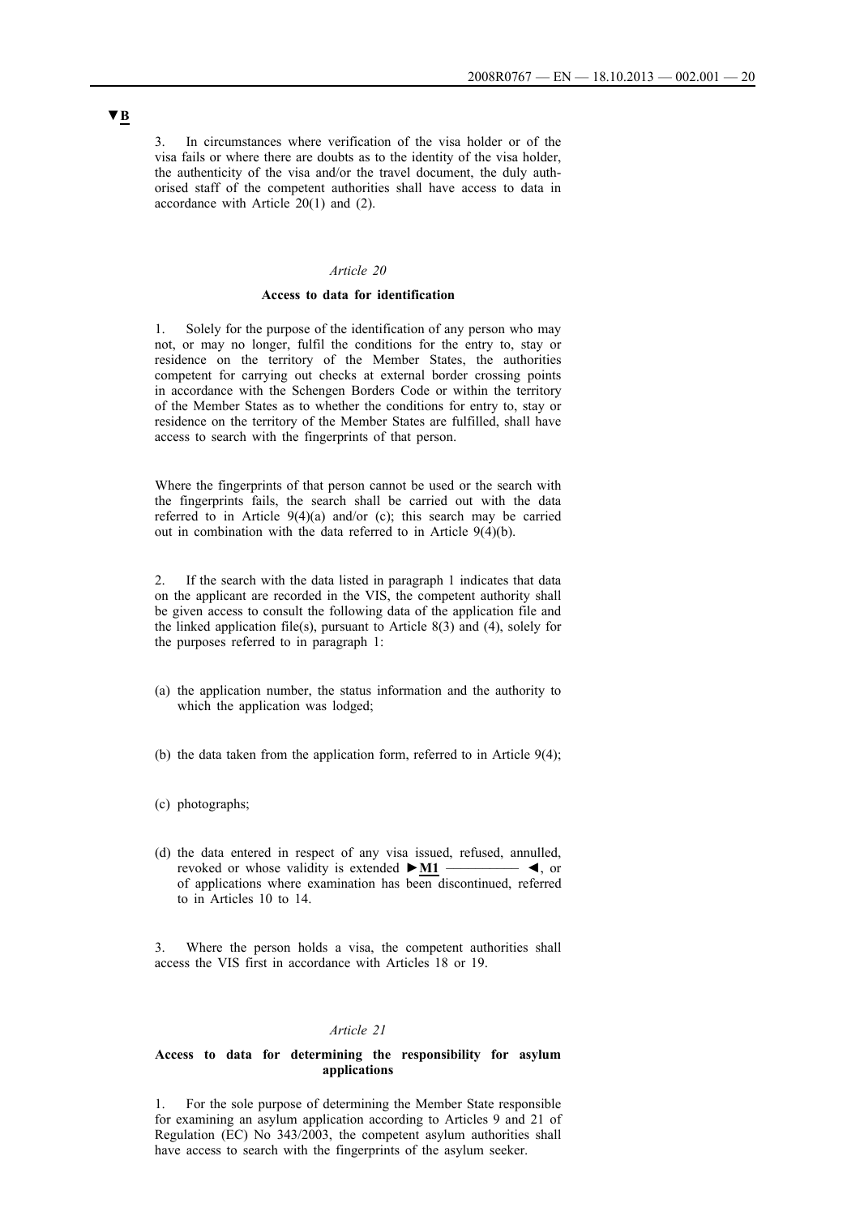▼B

3. In circumstances where verification of the visa holder or of the visa fails or where there are doubts as to the identity of the visa holder, the authenticity of the visa and/or the travel document, the duly authorised staff of the competent authorities shall have access to data in accordance with Article 20(1) and (2).

*Article 20*

**Access to data for identification**

1. Solely for the purpose of the identification of any person who may not, or may no longer, fulfil the conditions for the entry to, stay or residence on the territory of the Member States, the authorities competent for carrying out checks at external border crossing points in accordance with the Schengen Borders Code or within the territory of the Member States as to whether the conditions for entry to, stay or residence on the territory of the Member States are fulfilled, shall have access to search with the fingerprints of that person.

Where the fingerprints of that person cannot be used or the search with the fingerprints fails, the search shall be carried out with the data referred to in Article 9(4)(a) and/or (c); this search may be carried out in combination with the data referred to in Article 9(4)(b).

2. If the search with the data listed in paragraph 1 indicates that data on the applicant are recorded in the VIS, the competent authority shall be given access to consult the following data of the application file and the linked application file(s), pursuant to Article 8(3) and (4), solely for the purposes referred to in paragraph 1:

(a) the application number, the status information and the authority to which the application was lodged;

(b) the data taken from the application form, referred to in Article 9(4);

(c) photographs;

(d) the data entered in respect of any visa issued, refused, annulled, revoked or whose validity is extended ►M1 ———— ◄, or of applications where examination has been discontinued, referred to in Articles 10 to 14.

3. Where the person holds a visa, the competent authorities shall access the VIS first in accordance with Articles 18 or 19.

*Article 21*

**Access to data for determining the responsibility for asylum applications**

1. For the sole purpose of determining the Member State responsible for examining an asylum application according to Articles 9 and 21 of Regulation (EC) No 343/2003, the competent asylum authorities shall have access to search with the fingerprints of the asylum seeker.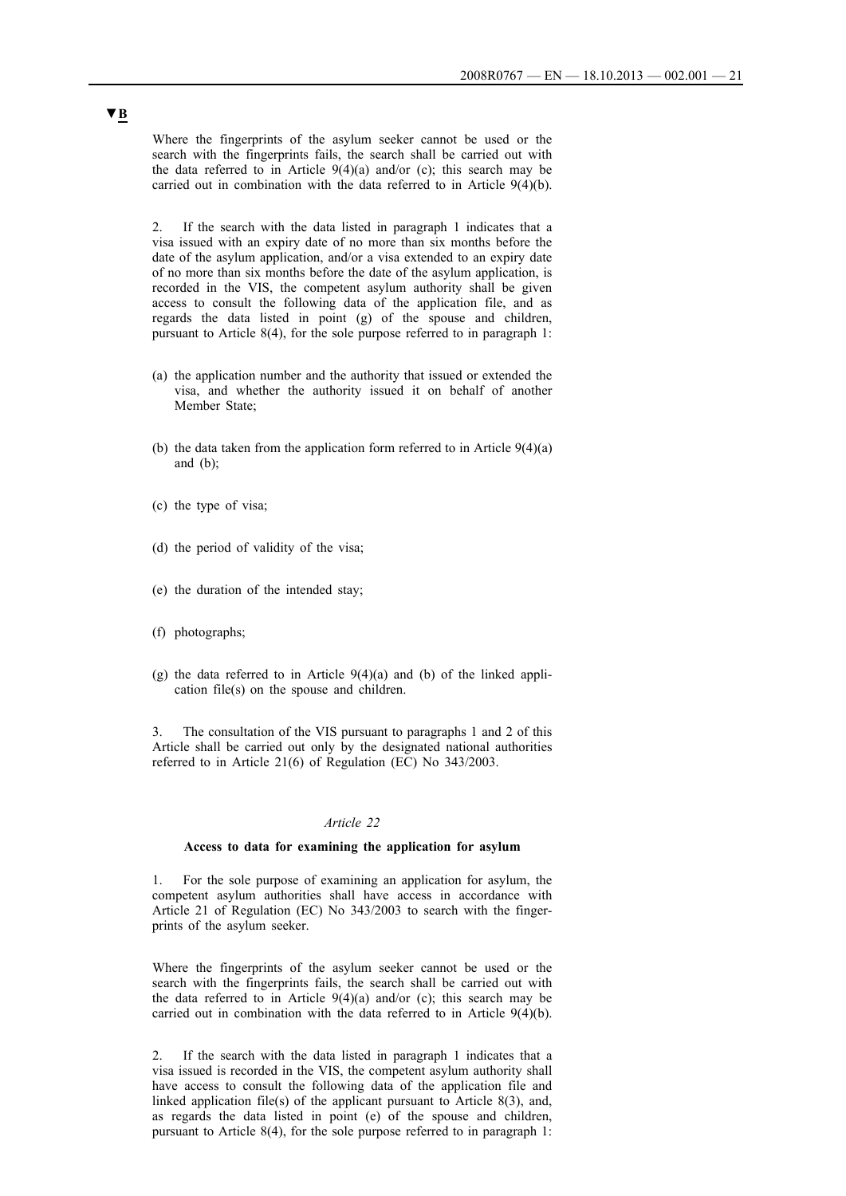▼B

Where the fingerprints of the asylum seeker cannot be used or the search with the fingerprints fails, the search shall be carried out with the data referred to in Article 9(4)(a) and/or (c); this search may be carried out in combination with the data referred to in Article 9(4)(b).

2. If the search with the data listed in paragraph 1 indicates that a visa issued with an expiry date of no more than six months before the date of the asylum application, and/or a visa extended to an expiry date of no more than six months before the date of the asylum application, is recorded in the VIS, the competent asylum authority shall be given access to consult the following data of the application file, and as regards the data listed in point (g) of the spouse and children, pursuant to Article 8(4), for the sole purpose referred to in paragraph 1:

(a) the application number and the authority that issued or extended the visa, and whether the authority issued it on behalf of another Member State;

(b) the data taken from the application form referred to in Article 9(4)(a) and (b);

(c) the type of visa;

(d) the period of validity of the visa;

(e) the duration of the intended stay;

(f) photographs;

(g) the data referred to in Article 9(4)(a) and (b) of the linked application file(s) on the spouse and children.

3. The consultation of the VIS pursuant to paragraphs 1 and 2 of this Article shall be carried out only by the designated national authorities referred to in Article 21(6) of Regulation (EC) No 343/2003.

*Article 22*

**Access to data for examining the application for asylum**

1. For the sole purpose of examining an application for asylum, the competent asylum authorities shall have access in accordance with Article 21 of Regulation (EC) No 343/2003 to search with the fingerprints of the asylum seeker.

Where the fingerprints of the asylum seeker cannot be used or the search with the fingerprints fails, the search shall be carried out with the data referred to in Article 9(4)(a) and/or (c); this search may be carried out in combination with the data referred to in Article 9(4)(b).

2. If the search with the data listed in paragraph 1 indicates that a visa issued is recorded in the VIS, the competent asylum authority shall have access to consult the following data of the application file and linked application file(s) of the applicant pursuant to Article 8(3), and, as regards the data listed in point (e) of the spouse and children, pursuant to Article 8(4), for the sole purpose referred to in paragraph 1: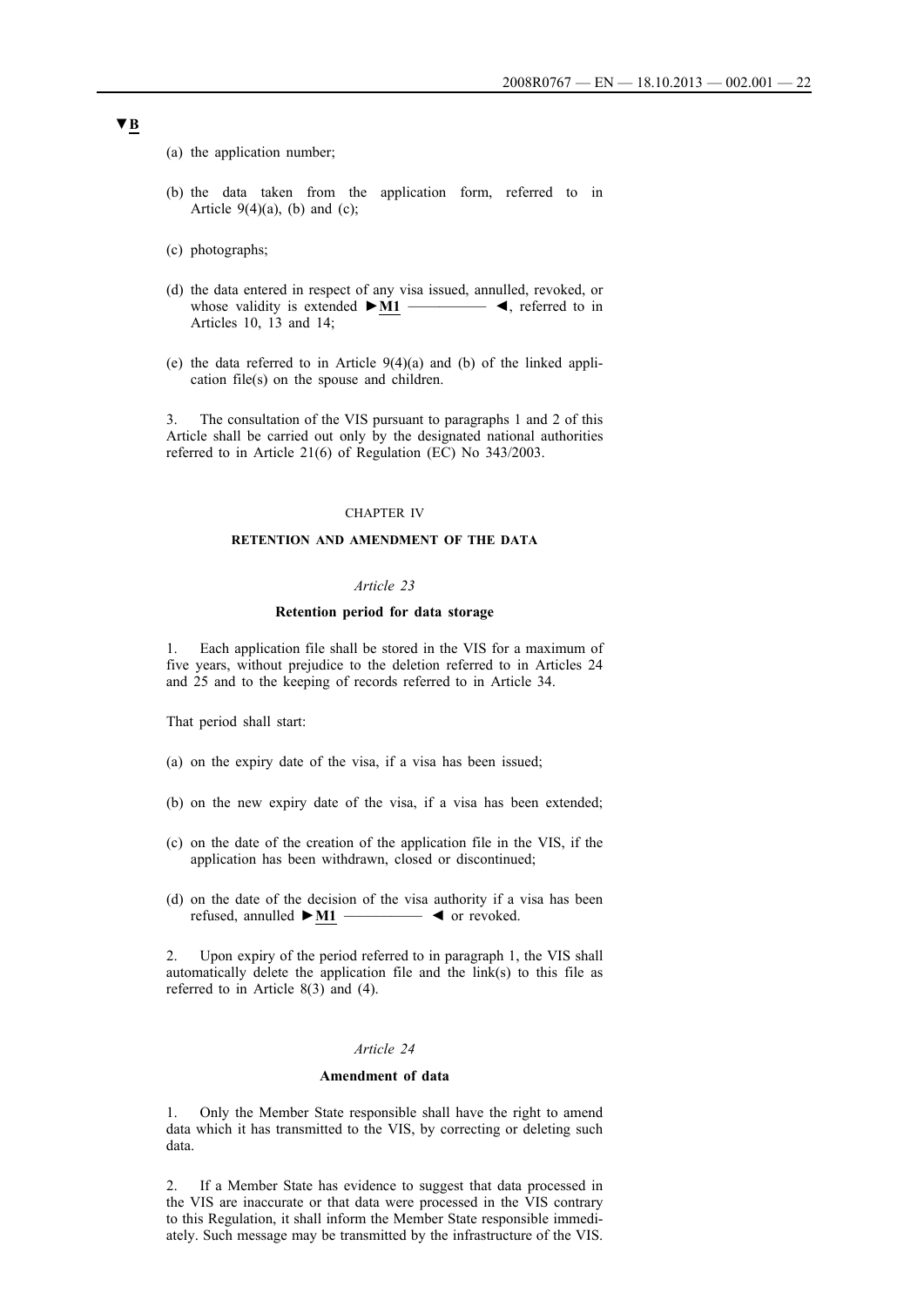▼B

(a) the application number;

(b) the data taken from the application form, referred to in Article 9(4)(a), (b) and (c);

(c) photographs;

(d) the data entered in respect of any visa issued, annulled, revoked, or whose validity is extended ►M1 ————— ◄, referred to in Articles 10, 13 and 14;

(e) the data referred to in Article 9(4)(a) and (b) of the linked application file(s) on the spouse and children.

3. The consultation of the VIS pursuant to paragraphs 1 and 2 of this Article shall be carried out only by the designated national authorities referred to in Article 21(6) of Regulation (EC) No 343/2003.

## CHAPTER IV

## RETENTION AND AMENDMENT OF THE DATA

### *Article 23*

### Retention period for data storage

1. Each application file shall be stored in the VIS for a maximum of five years, without prejudice to the deletion referred to in Articles 24 and 25 and to the keeping of records referred to in Article 34.

That period shall start:

(a) on the expiry date of the visa, if a visa has been issued;

(b) on the new expiry date of the visa, if a visa has been extended;

(c) on the date of the creation of the application file in the VIS, if the application has been withdrawn, closed or discontinued;

(d) on the date of the decision of the visa authority if a visa has been refused, annulled ►M1 ————— ◄ or revoked.

2. Upon expiry of the period referred to in paragraph 1, the VIS shall automatically delete the application file and the link(s) to this file as referred to in Article 8(3) and (4).

### *Article 24*

### Amendment of data

1. Only the Member State responsible shall have the right to amend data which it has transmitted to the VIS, by correcting or deleting such data.

2. If a Member State has evidence to suggest that data processed in the VIS are inaccurate or that data were processed in the VIS contrary to this Regulation, it shall inform the Member State responsible immediately. Such message may be transmitted by the infrastructure of the VIS.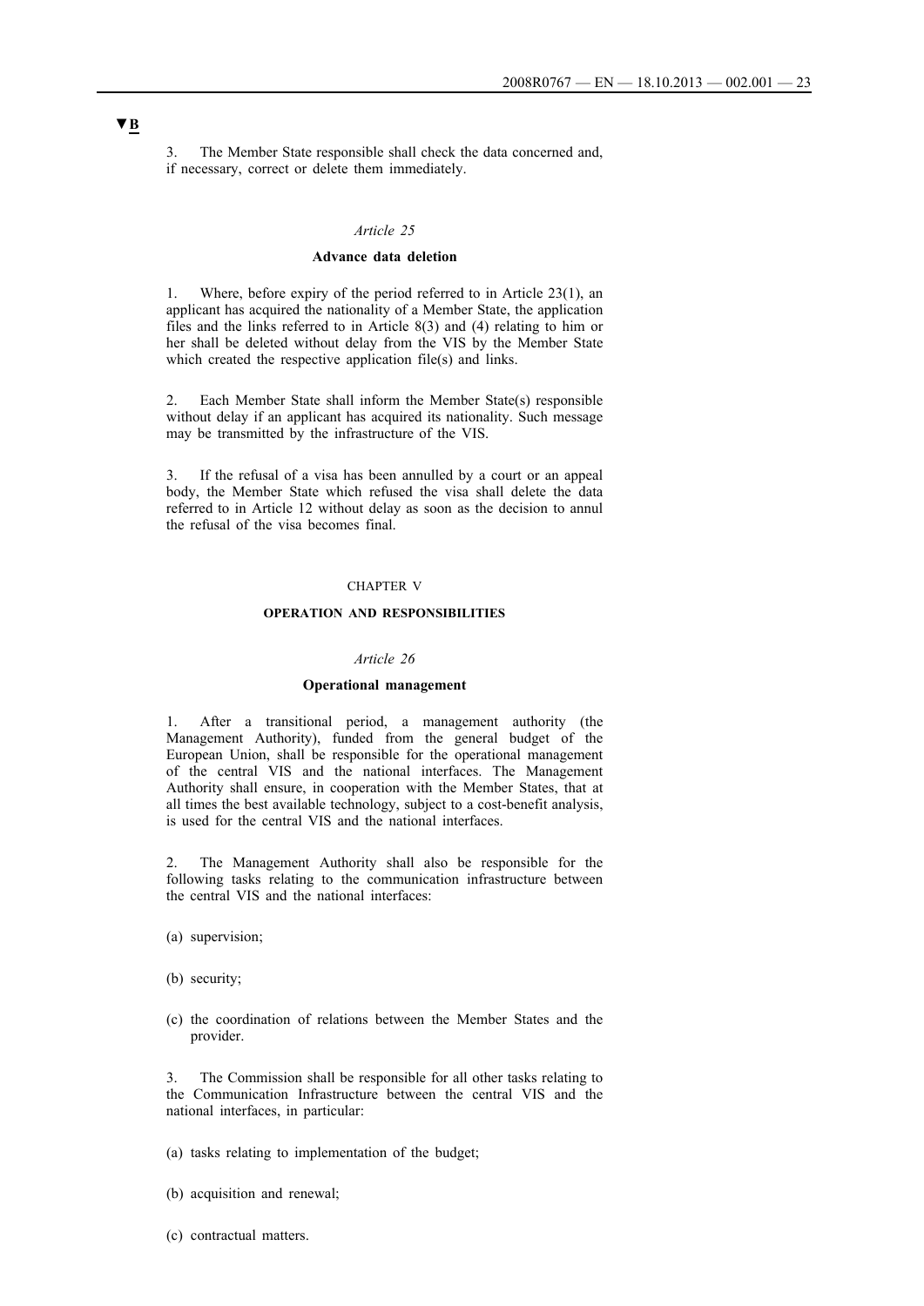▼B

3. The Member State responsible shall check the data concerned and, if necessary, correct or delete them immediately.

*Article 25*

**Advance data deletion**

1. Where, before expiry of the period referred to in Article 23(1), an applicant has acquired the nationality of a Member State, the application files and the links referred to in Article 8(3) and (4) relating to him or her shall be deleted without delay from the VIS by the Member State which created the respective application file(s) and links.

2. Each Member State shall inform the Member State(s) responsible without delay if an applicant has acquired its nationality. Such message may be transmitted by the infrastructure of the VIS.

3. If the refusal of a visa has been annulled by a court or an appeal body, the Member State which refused the visa shall delete the data referred to in Article 12 without delay as soon as the decision to annul the refusal of the visa becomes final.

CHAPTER V

**OPERATION AND RESPONSIBILITIES**

*Article 26*

**Operational management**

1. After a transitional period, a management authority (the Management Authority), funded from the general budget of the European Union, shall be responsible for the operational management of the central VIS and the national interfaces. The Management Authority shall ensure, in cooperation with the Member States, that at all times the best available technology, subject to a cost-benefit analysis, is used for the central VIS and the national interfaces.

2. The Management Authority shall also be responsible for the following tasks relating to the communication infrastructure between the central VIS and the national interfaces:

(a) supervision;

(b) security;

(c) the coordination of relations between the Member States and the provider.

3. The Commission shall be responsible for all other tasks relating to the Communication Infrastructure between the central VIS and the national interfaces, in particular:

(a) tasks relating to implementation of the budget;

(b) acquisition and renewal;

(c) contractual matters.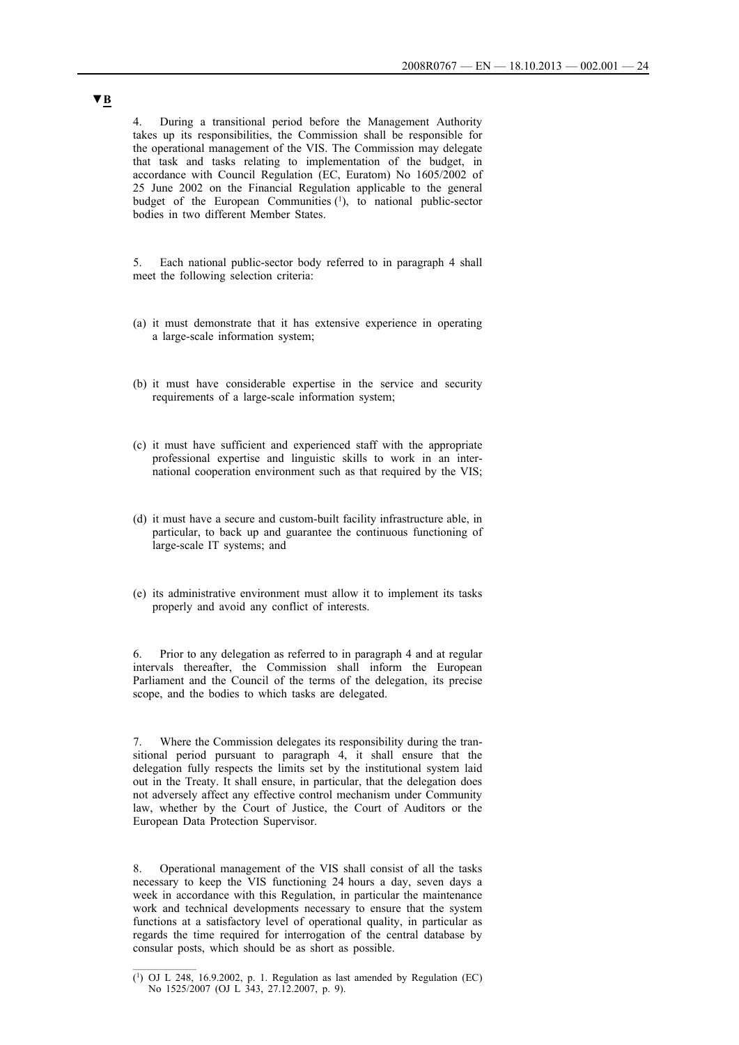**▼B**

4. During a transitional period before the Management Authority takes up its responsibilities, the Commission shall be responsible for the operational management of the VIS. The Commission may delegate that task and tasks relating to implementation of the budget, in accordance with Council Regulation (EC, Euratom) No 1605/2002 of 25 June 2002 on the Financial Regulation applicable to the general budget of the European Communities [1], to national public-sector bodies in two different Member States.

5. Each national public-sector body referred to in paragraph 4 shall meet the following selection criteria:

(a) it must demonstrate that it has extensive experience in operating a large-scale information system;

(b) it must have considerable expertise in the service and security requirements of a large-scale information system;

(c) it must have sufficient and experienced staff with the appropriate professional expertise and linguistic skills to work in an international cooperation environment such as that required by the VIS;

(d) it must have a secure and custom-built facility infrastructure able, in particular, to back up and guarantee the continuous functioning of large-scale IT systems; and

(e) its administrative environment must allow it to implement its tasks properly and avoid any conflict of interests.

6. Prior to any delegation as referred to in paragraph 4 and at regular intervals thereafter, the Commission shall inform the European Parliament and the Council of the terms of the delegation, its precise scope, and the bodies to which tasks are delegated.

7. Where the Commission delegates its responsibility during the transitional period pursuant to paragraph 4, it shall ensure that the delegation fully respects the limits set by the institutional system laid out in the Treaty. It shall ensure, in particular, that the delegation does not adversely affect any effective control mechanism under Community law, whether by the Court of Justice, the Court of Auditors or the European Data Protection Supervisor.

8. Operational management of the VIS shall consist of all the tasks necessary to keep the VIS functioning 24 hours a day, seven days a week in accordance with this Regulation, in particular the maintenance work and technical developments necessary to ensure that the system functions at a satisfactory level of operational quality, in particular as regards the time required for interrogation of the central database by consular posts, which should be as short as possible.

---

[1] OJ L 248, 16.9.2002, p. 1. Regulation as last amended by Regulation (EC) No 1525/2007 (OJ L 343, 27.12.2007, p. 9).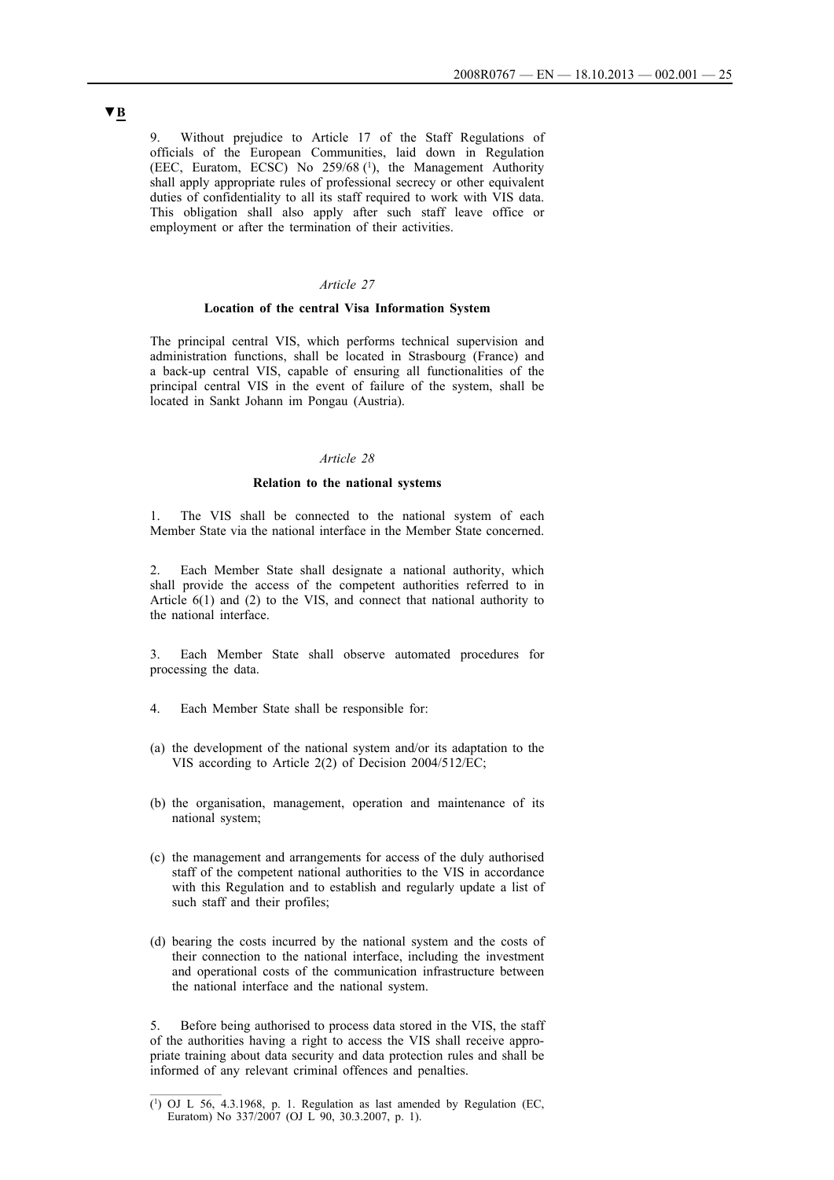▼B

9. Without prejudice to Article 17 of the Staff Regulations of officials of the European Communities, laid down in Regulation (EEC, Euratom, ECSC) No 259/68 [1], the Management Authority shall apply appropriate rules of professional secrecy or other equivalent duties of confidentiality to all its staff required to work with VIS data. This obligation shall also apply after such staff leave office or employment or after the termination of their activities.

*Article 27*

**Location of the central Visa Information System**

The principal central VIS, which performs technical supervision and administration functions, shall be located in Strasbourg (France) and a back-up central VIS, capable of ensuring all functionalities of the principal central VIS in the event of failure of the system, shall be located in Sankt Johann im Pongau (Austria).

*Article 28*

**Relation to the national systems**

1. The VIS shall be connected to the national system of each Member State via the national interface in the Member State concerned.

2. Each Member State shall designate a national authority, which shall provide the access of the competent authorities referred to in Article 6(1) and (2) to the VIS, and connect that national authority to the national interface.

3. Each Member State shall observe automated procedures for processing the data.

4. Each Member State shall be responsible for:

(a) the development of the national system and/or its adaptation to the VIS according to Article 2(2) of Decision 2004/512/EC;

(b) the organisation, management, operation and maintenance of its national system;

(c) the management and arrangements for access of the duly authorised staff of the competent national authorities to the VIS in accordance with this Regulation and to establish and regularly update a list of such staff and their profiles;

(d) bearing the costs incurred by the national system and the costs of their connection to the national interface, including the investment and operational costs of the communication infrastructure between the national interface and the national system.

5. Before being authorised to process data stored in the VIS, the staff of the authorities having a right to access the VIS shall receive appropriate training about data security and data protection rules and shall be informed of any relevant criminal offences and penalties.

---

[1] OJ L 56, 4.3.1968, p. 1. Regulation as last amended by Regulation (EC, Euratom) No 337/2007 (OJ L 90, 30.3.2007, p. 1).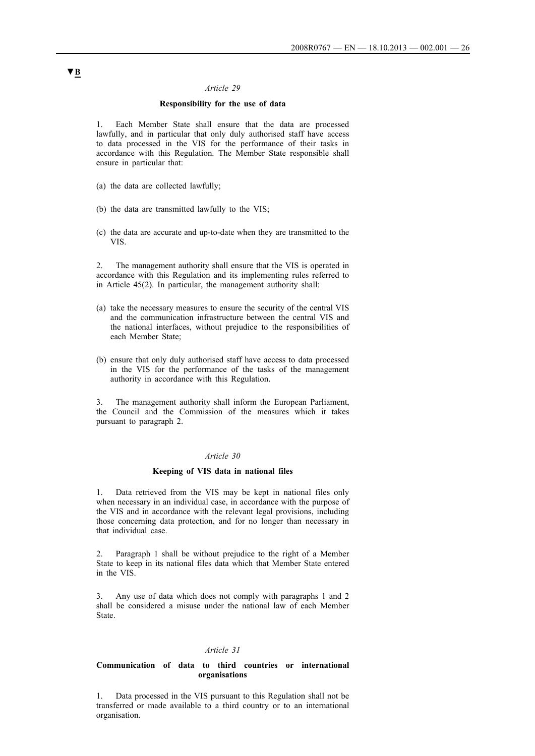▼B

*Article 29*

**Responsibility for the use of data**

1. Each Member State shall ensure that the data are processed lawfully, and in particular that only duly authorised staff have access to data processed in the VIS for the performance of their tasks in accordance with this Regulation. The Member State responsible shall ensure in particular that:

(a) the data are collected lawfully;

(b) the data are transmitted lawfully to the VIS;

(c) the data are accurate and up-to-date when they are transmitted to the VIS.

2. The management authority shall ensure that the VIS is operated in accordance with this Regulation and its implementing rules referred to in Article 45(2). In particular, the management authority shall:

(a) take the necessary measures to ensure the security of the central VIS and the communication infrastructure between the central VIS and the national interfaces, without prejudice to the responsibilities of each Member State;

(b) ensure that only duly authorised staff have access to data processed in the VIS for the performance of the tasks of the management authority in accordance with this Regulation.

3. The management authority shall inform the European Parliament, the Council and the Commission of the measures which it takes pursuant to paragraph 2.

*Article 30*

**Keeping of VIS data in national files**

1. Data retrieved from the VIS may be kept in national files only when necessary in an individual case, in accordance with the purpose of the VIS and in accordance with the relevant legal provisions, including those concerning data protection, and for no longer than necessary in that individual case.

2. Paragraph 1 shall be without prejudice to the right of a Member State to keep in its national files data which that Member State entered in the VIS.

3. Any use of data which does not comply with paragraphs 1 and 2 shall be considered a misuse under the national law of each Member State.

*Article 31*

**Communication of data to third countries or international organisations**

1. Data processed in the VIS pursuant to this Regulation shall not be transferred or made available to a third country or to an international organisation.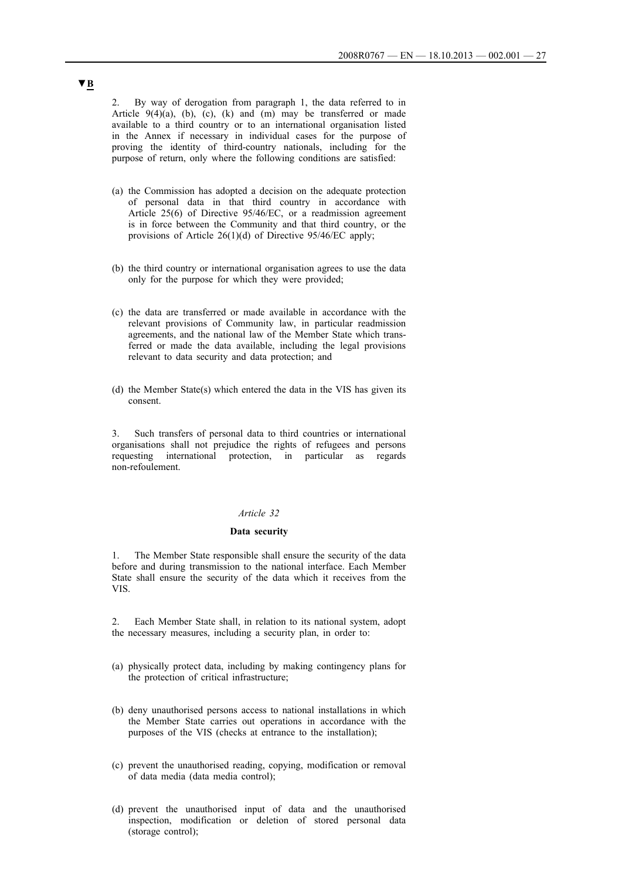▼B

2. By way of derogation from paragraph 1, the data referred to in Article 9(4)(a), (b), (c), (k) and (m) may be transferred or made available to a third country or to an international organisation listed in the Annex if necessary in individual cases for the purpose of proving the identity of third-country nationals, including for the purpose of return, only where the following conditions are satisfied:

(a) the Commission has adopted a decision on the adequate protection of personal data in that third country in accordance with Article 25(6) of Directive 95/46/EC, or a readmission agreement is in force between the Community and that third country, or the provisions of Article 26(1)(d) of Directive 95/46/EC apply;

(b) the third country or international organisation agrees to use the data only for the purpose for which they were provided;

(c) the data are transferred or made available in accordance with the relevant provisions of Community law, in particular readmission agreements, and the national law of the Member State which transferred or made the data available, including the legal provisions relevant to data security and data protection; and

(d) the Member State(s) which entered the data in the VIS has given its consent.

3. Such transfers of personal data to third countries or international organisations shall not prejudice the rights of refugees and persons requesting international protection, in particular as regards non-refoulement.

*Article 32*

**Data security**

1. The Member State responsible shall ensure the security of the data before and during transmission to the national interface. Each Member State shall ensure the security of the data which it receives from the VIS.

2. Each Member State shall, in relation to its national system, adopt the necessary measures, including a security plan, in order to:

(a) physically protect data, including by making contingency plans for the protection of critical infrastructure;

(b) deny unauthorised persons access to national installations in which the Member State carries out operations in accordance with the purposes of the VIS (checks at entrance to the installation);

(c) prevent the unauthorised reading, copying, modification or removal of data media (data media control);

(d) prevent the unauthorised input of data and the unauthorised inspection, modification or deletion of stored personal data (storage control);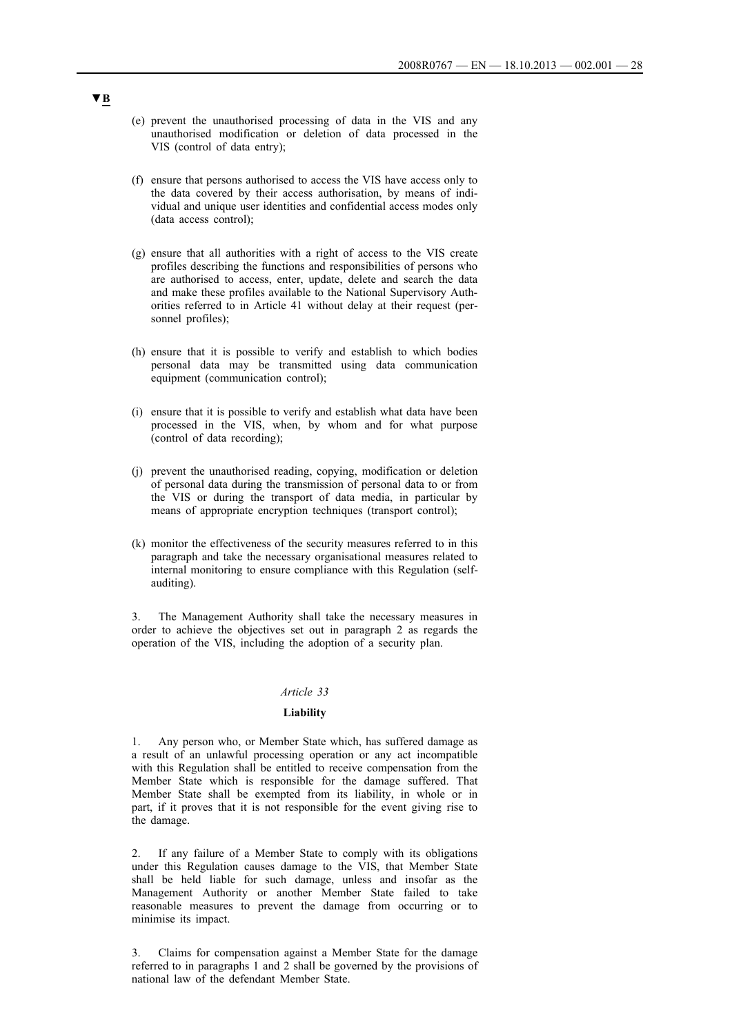▼B

(e) prevent the unauthorised processing of data in the VIS and any unauthorised modification or deletion of data processed in the VIS (control of data entry);

(f) ensure that persons authorised to access the VIS have access only to the data covered by their access authorisation, by means of individual and unique user identities and confidential access modes only (data access control);

(g) ensure that all authorities with a right of access to the VIS create profiles describing the functions and responsibilities of persons who are authorised to access, enter, update, delete and search the data and make these profiles available to the National Supervisory Authorities referred to in Article 41 without delay at their request (personnel profiles);

(h) ensure that it is possible to verify and establish to which bodies personal data may be transmitted using data communication equipment (communication control);

(i) ensure that it is possible to verify and establish what data have been processed in the VIS, when, by whom and for what purpose (control of data recording);

(j) prevent the unauthorised reading, copying, modification or deletion of personal data during the transmission of personal data to or from the VIS or during the transport of data media, in particular by means of appropriate encryption techniques (transport control);

(k) monitor the effectiveness of the security measures referred to in this paragraph and take the necessary organisational measures related to internal monitoring to ensure compliance with this Regulation (self-auditing).

3. The Management Authority shall take the necessary measures in order to achieve the objectives set out in paragraph 2 as regards the operation of the VIS, including the adoption of a security plan.

*Article 33*

**Liability**

1. Any person who, or Member State which, has suffered damage as a result of an unlawful processing operation or any act incompatible with this Regulation shall be entitled to receive compensation from the Member State which is responsible for the damage suffered. That Member State shall be exempted from its liability, in whole or in part, if it proves that it is not responsible for the event giving rise to the damage.

2. If any failure of a Member State to comply with its obligations under this Regulation causes damage to the VIS, that Member State shall be held liable for such damage, unless and insofar as the Management Authority or another Member State failed to take reasonable measures to prevent the damage from occurring or to minimise its impact.

3. Claims for compensation against a Member State for the damage referred to in paragraphs 1 and 2 shall be governed by the provisions of national law of the defendant Member State.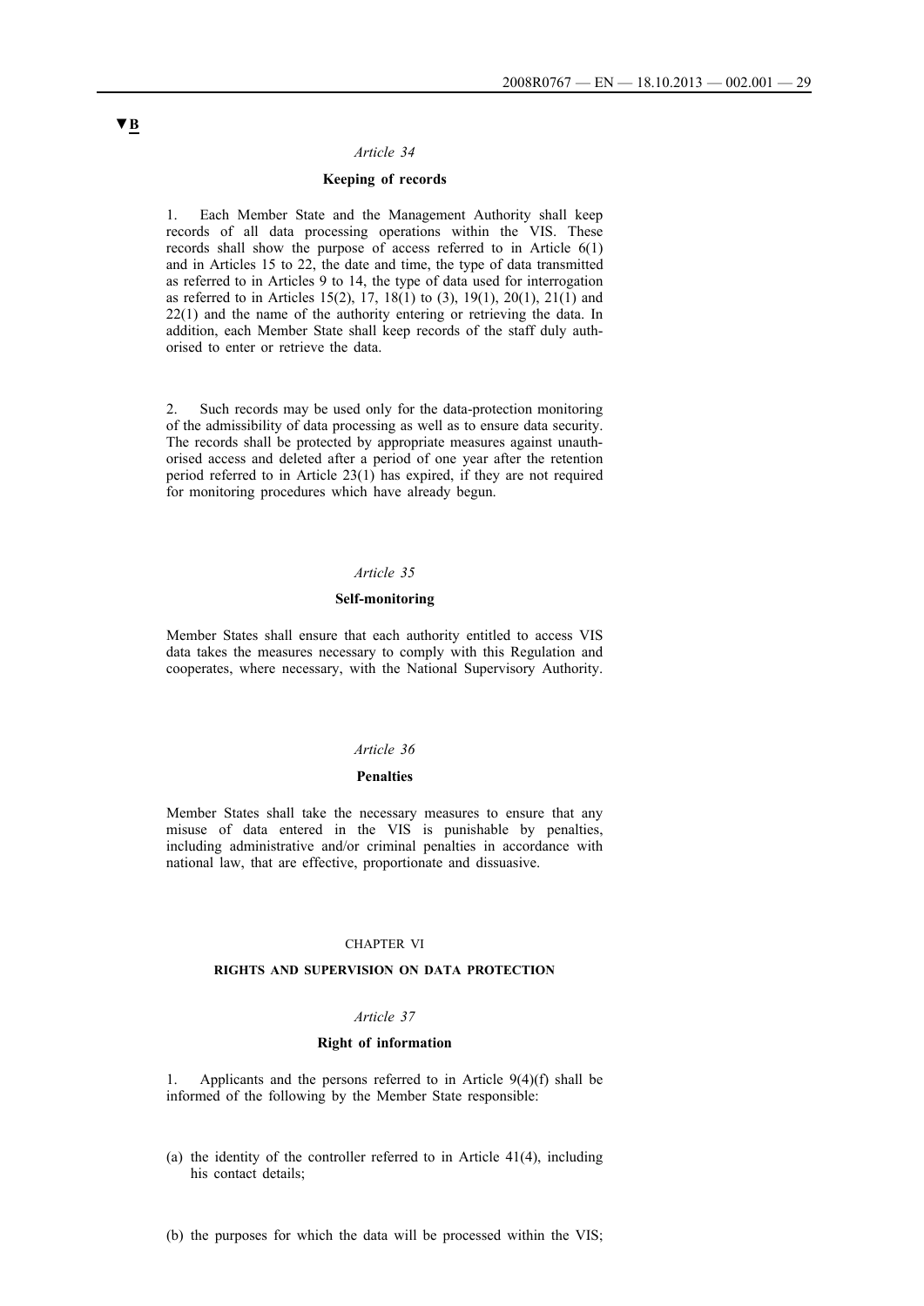▼B

*Article 34*

**Keeping of records**

1. Each Member State and the Management Authority shall keep records of all data processing operations within the VIS. These records shall show the purpose of access referred to in Article 6(1) and in Articles 15 to 22, the date and time, the type of data transmitted as referred to in Articles 9 to 14, the type of data used for interrogation as referred to in Articles 15(2), 17, 18(1) to (3), 19(1), 20(1), 21(1) and 22(1) and the name of the authority entering or retrieving the data. In addition, each Member State shall keep records of the staff duly authorised to enter or retrieve the data.

2. Such records may be used only for the data-protection monitoring of the admissibility of data processing as well as to ensure data security. The records shall be protected by appropriate measures against unauthorised access and deleted after a period of one year after the retention period referred to in Article 23(1) has expired, if they are not required for monitoring procedures which have already begun.

*Article 35*

**Self-monitoring**

Member States shall ensure that each authority entitled to access VIS data takes the measures necessary to comply with this Regulation and cooperates, where necessary, with the National Supervisory Authority.

*Article 36*

**Penalties**

Member States shall take the necessary measures to ensure that any misuse of data entered in the VIS is punishable by penalties, including administrative and/or criminal penalties in accordance with national law, that are effective, proportionate and dissuasive.

CHAPTER VI

**RIGHTS AND SUPERVISION ON DATA PROTECTION**

*Article 37*

**Right of information**

1. Applicants and the persons referred to in Article 9(4)(f) shall be informed of the following by the Member State responsible:

(a) the identity of the controller referred to in Article 41(4), including his contact details;

(b) the purposes for which the data will be processed within the VIS;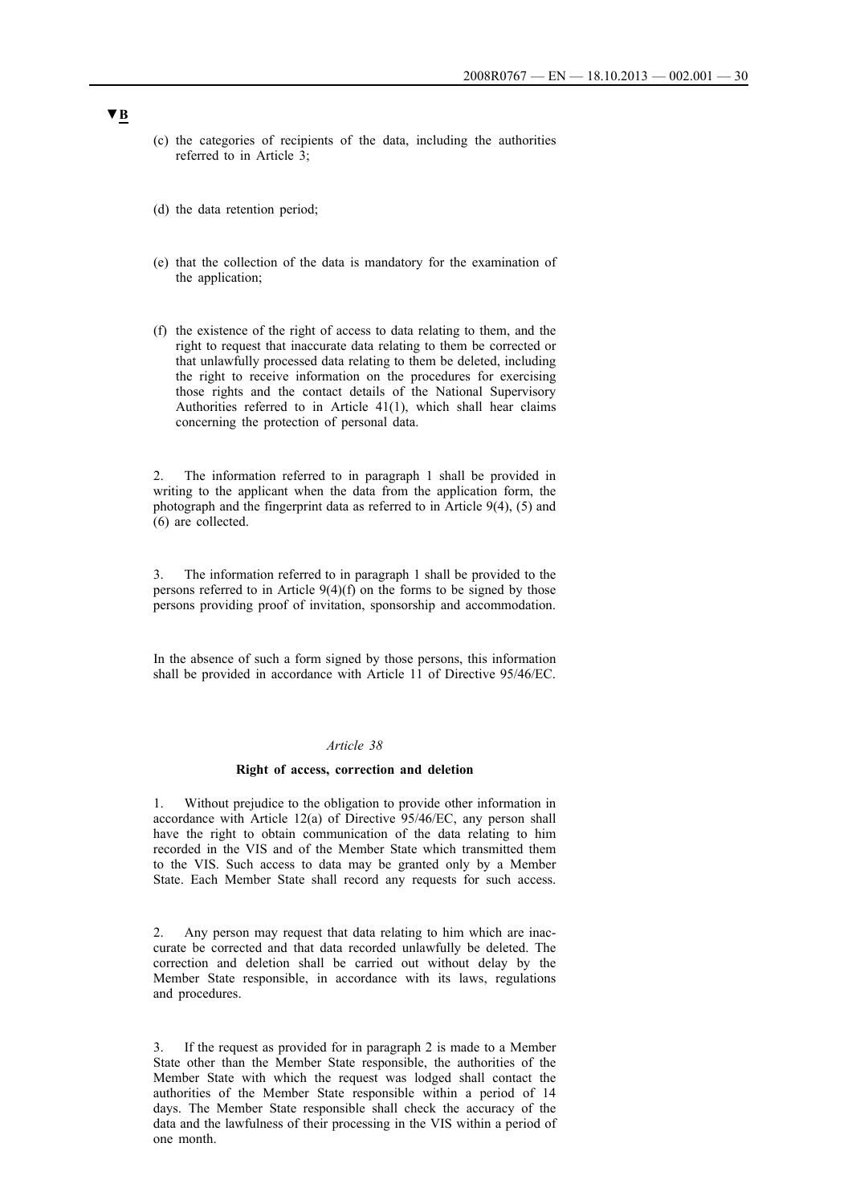▼B

(c) the categories of recipients of the data, including the authorities referred to in Article 3;

(d) the data retention period;

(e) that the collection of the data is mandatory for the examination of the application;

(f) the existence of the right of access to data relating to them, and the right to request that inaccurate data relating to them be corrected or that unlawfully processed data relating to them be deleted, including the right to receive information on the procedures for exercising those rights and the contact details of the National Supervisory Authorities referred to in Article 41(1), which shall hear claims concerning the protection of personal data.

2. The information referred to in paragraph 1 shall be provided in writing to the applicant when the data from the application form, the photograph and the fingerprint data as referred to in Article 9(4), (5) and (6) are collected.

3. The information referred to in paragraph 1 shall be provided to the persons referred to in Article 9(4)(f) on the forms to be signed by those persons providing proof of invitation, sponsorship and accommodation.

In the absence of such a form signed by those persons, this information shall be provided in accordance with Article 11 of Directive 95/46/EC.

*Article 38*

**Right of access, correction and deletion**

1. Without prejudice to the obligation to provide other information in accordance with Article 12(a) of Directive 95/46/EC, any person shall have the right to obtain communication of the data relating to him recorded in the VIS and of the Member State which transmitted them to the VIS. Such access to data may be granted only by a Member State. Each Member State shall record any requests for such access.

2. Any person may request that data relating to him which are inaccurate be corrected and that data recorded unlawfully be deleted. The correction and deletion shall be carried out without delay by the Member State responsible, in accordance with its laws, regulations and procedures.

3. If the request as provided for in paragraph 2 is made to a Member State other than the Member State responsible, the authorities of the Member State with which the request was lodged shall contact the authorities of the Member State responsible within a period of 14 days. The Member State responsible shall check the accuracy of the data and the lawfulness of their processing in the VIS within a period of one month.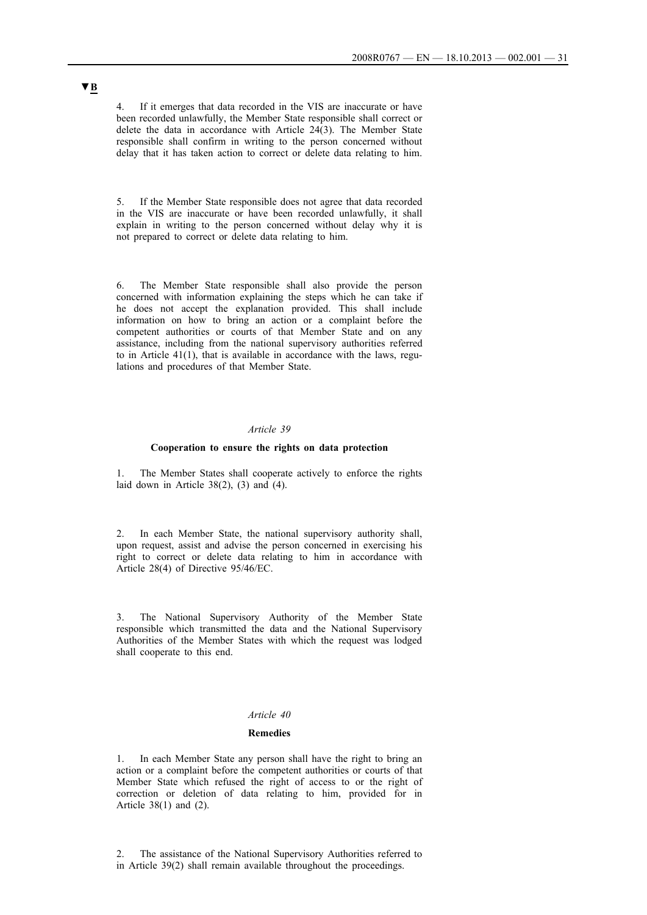▼B

4. If it emerges that data recorded in the VIS are inaccurate or have been recorded unlawfully, the Member State responsible shall correct or delete the data in accordance with Article 24(3). The Member State responsible shall confirm in writing to the person concerned without delay that it has taken action to correct or delete data relating to him.

5. If the Member State responsible does not agree that data recorded in the VIS are inaccurate or have been recorded unlawfully, it shall explain in writing to the person concerned without delay why it is not prepared to correct or delete data relating to him.

6. The Member State responsible shall also provide the person concerned with information explaining the steps which he can take if he does not accept the explanation provided. This shall include information on how to bring an action or a complaint before the competent authorities or courts of that Member State and on any assistance, including from the national supervisory authorities referred to in Article 41(1), that is available in accordance with the laws, regulations and procedures of that Member State.

*Article 39*

**Cooperation to ensure the rights on data protection**

1. The Member States shall cooperate actively to enforce the rights laid down in Article 38(2), (3) and (4).

2. In each Member State, the national supervisory authority shall, upon request, assist and advise the person concerned in exercising his right to correct or delete data relating to him in accordance with Article 28(4) of Directive 95/46/EC.

3. The National Supervisory Authority of the Member State responsible which transmitted the data and the National Supervisory Authorities of the Member States with which the request was lodged shall cooperate to this end.

*Article 40*

**Remedies**

1. In each Member State any person shall have the right to bring an action or a complaint before the competent authorities or courts of that Member State which refused the right of access to or the right of correction or deletion of data relating to him, provided for in Article 38(1) and (2).

2. The assistance of the National Supervisory Authorities referred to in Article 39(2) shall remain available throughout the proceedings.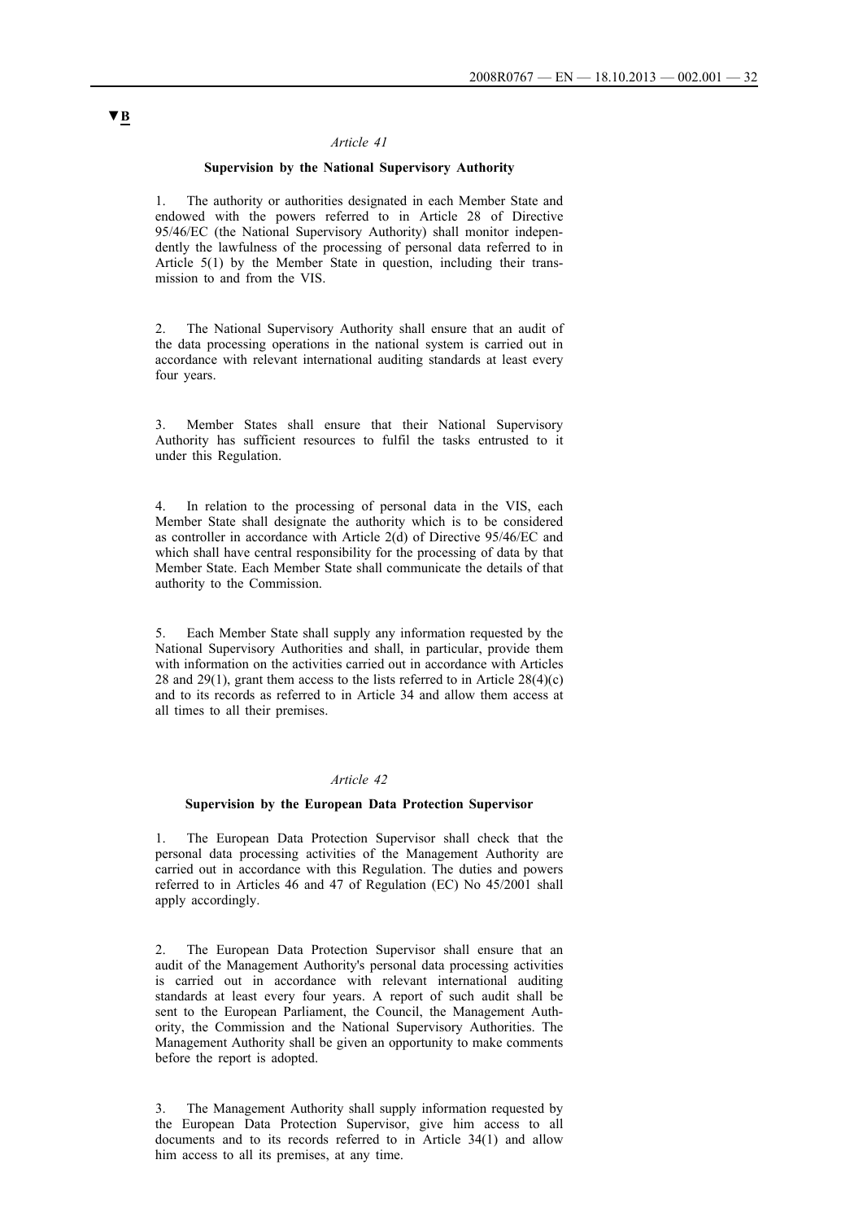▼B

*Article 41*

**Supervision by the National Supervisory Authority**

1. The authority or authorities designated in each Member State and endowed with the powers referred to in Article 28 of Directive 95/46/EC (the National Supervisory Authority) shall monitor independently the lawfulness of the processing of personal data referred to in Article 5(1) by the Member State in question, including their transmission to and from the VIS.

2. The National Supervisory Authority shall ensure that an audit of the data processing operations in the national system is carried out in accordance with relevant international auditing standards at least every four years.

3. Member States shall ensure that their National Supervisory Authority has sufficient resources to fulfil the tasks entrusted to it under this Regulation.

4. In relation to the processing of personal data in the VIS, each Member State shall designate the authority which is to be considered as controller in accordance with Article 2(d) of Directive 95/46/EC and which shall have central responsibility for the processing of data by that Member State. Each Member State shall communicate the details of that authority to the Commission.

5. Each Member State shall supply any information requested by the National Supervisory Authorities and shall, in particular, provide them with information on the activities carried out in accordance with Articles 28 and 29(1), grant them access to the lists referred to in Article 28(4)(c) and to its records as referred to in Article 34 and allow them access at all times to all their premises.

*Article 42*

**Supervision by the European Data Protection Supervisor**

1. The European Data Protection Supervisor shall check that the personal data processing activities of the Management Authority are carried out in accordance with this Regulation. The duties and powers referred to in Articles 46 and 47 of Regulation (EC) No 45/2001 shall apply accordingly.

2. The European Data Protection Supervisor shall ensure that an audit of the Management Authority's personal data processing activities is carried out in accordance with relevant international auditing standards at least every four years. A report of such audit shall be sent to the European Parliament, the Council, the Management Authority, the Commission and the National Supervisory Authorities. The Management Authority shall be given an opportunity to make comments before the report is adopted.

3. The Management Authority shall supply information requested by the European Data Protection Supervisor, give him access to all documents and to its records referred to in Article 34(1) and allow him access to all its premises, at any time.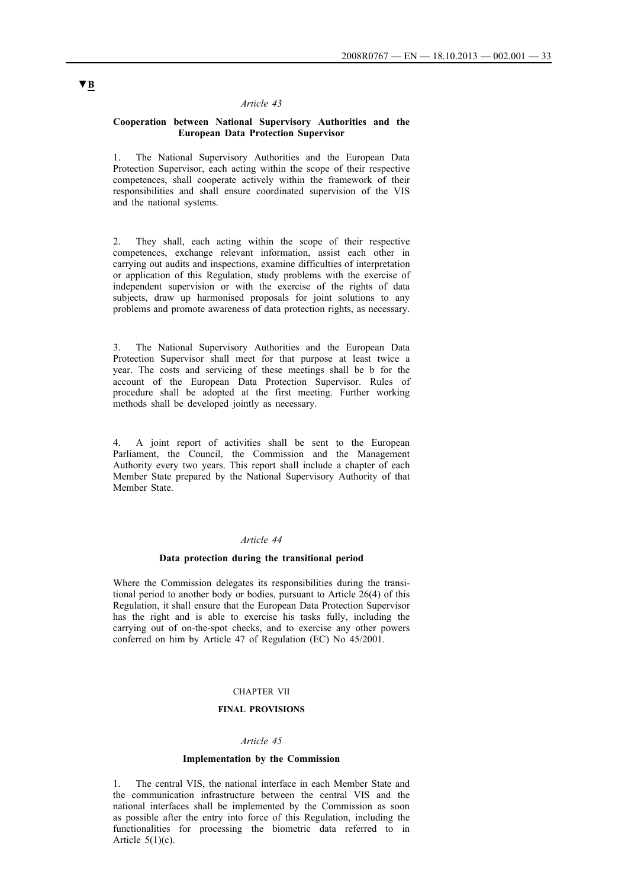▼B

*Article 43*

**Cooperation between National Supervisory Authorities and the European Data Protection Supervisor**

1. The National Supervisory Authorities and the European Data Protection Supervisor, each acting within the scope of their respective competences, shall cooperate actively within the framework of their responsibilities and shall ensure coordinated supervision of the VIS and the national systems.

2. They shall, each acting within the scope of their respective competences, exchange relevant information, assist each other in carrying out audits and inspections, examine difficulties of interpretation or application of this Regulation, study problems with the exercise of independent supervision or with the exercise of the rights of data subjects, draw up harmonised proposals for joint solutions to any problems and promote awareness of data protection rights, as necessary.

3. The National Supervisory Authorities and the European Data Protection Supervisor shall meet for that purpose at least twice a year. The costs and servicing of these meetings shall be b for the account of the European Data Protection Supervisor. Rules of procedure shall be adopted at the first meeting. Further working methods shall be developed jointly as necessary.

4. A joint report of activities shall be sent to the European Parliament, the Council, the Commission and the Management Authority every two years. This report shall include a chapter of each Member State prepared by the National Supervisory Authority of that Member State.

*Article 44*

**Data protection during the transitional period**

Where the Commission delegates its responsibilities during the transitional period to another body or bodies, pursuant to Article 26(4) of this Regulation, it shall ensure that the European Data Protection Supervisor has the right and is able to exercise his tasks fully, including the carrying out of on-the-spot checks, and to exercise any other powers conferred on him by Article 47 of Regulation (EC) No 45/2001.

CHAPTER VII

**FINAL PROVISIONS**

*Article 45*

**Implementation by the Commission**

1. The central VIS, the national interface in each Member State and the communication infrastructure between the central VIS and the national interfaces shall be implemented by the Commission as soon as possible after the entry into force of this Regulation, including the functionalities for processing the biometric data referred to in Article 5(1)(c).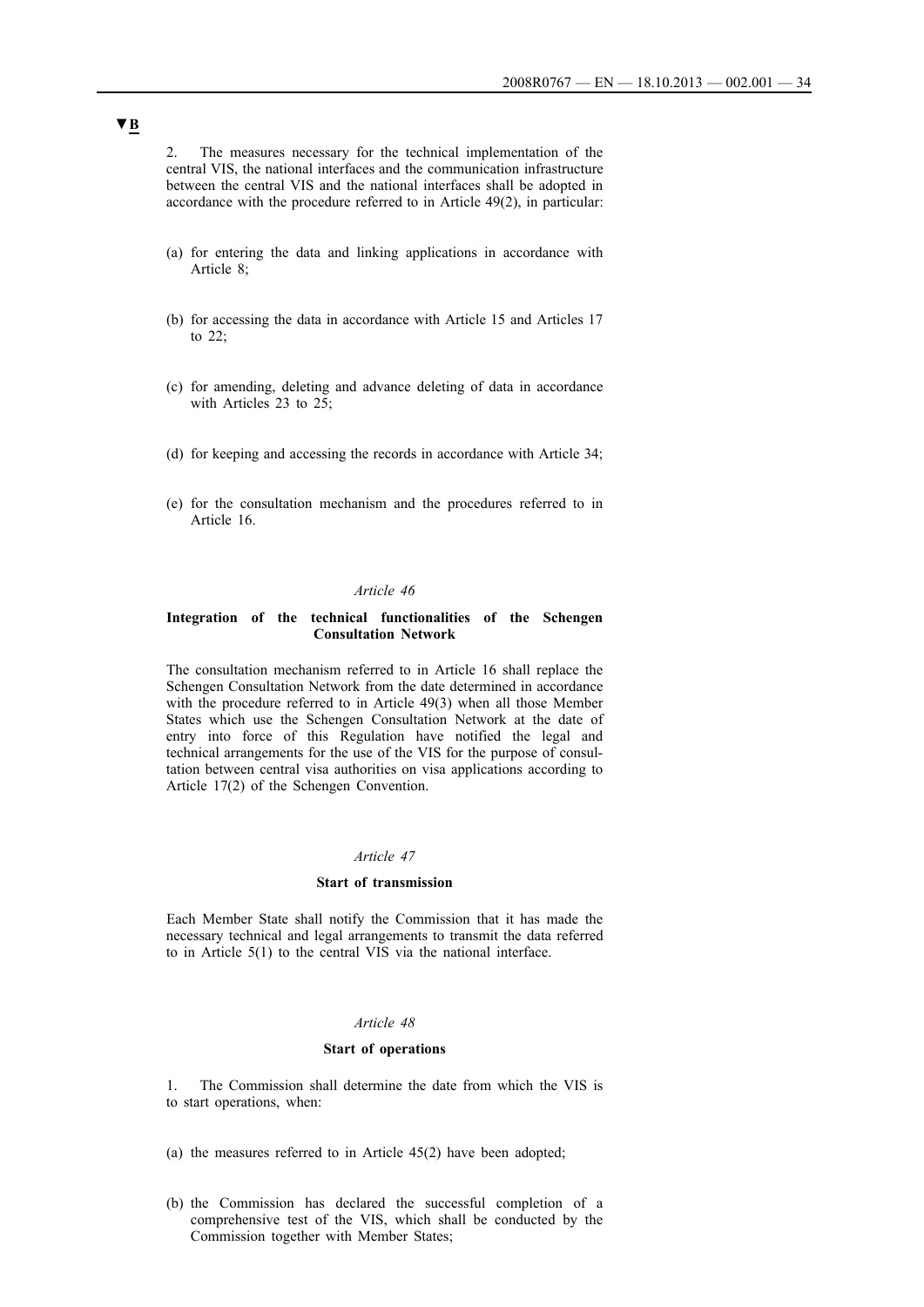▼B

2. The measures necessary for the technical implementation of the central VIS, the national interfaces and the communication infrastructure between the central VIS and the national interfaces shall be adopted in accordance with the procedure referred to in Article 49(2), in particular:

(a) for entering the data and linking applications in accordance with Article 8;

(b) for accessing the data in accordance with Article 15 and Articles 17 to 22;

(c) for amending, deleting and advance deleting of data in accordance with Articles 23 to 25;

(d) for keeping and accessing the records in accordance with Article 34;

(e) for the consultation mechanism and the procedures referred to in Article 16.

*Article 46*

**Integration of the technical functionalities of the Schengen Consultation Network**

The consultation mechanism referred to in Article 16 shall replace the Schengen Consultation Network from the date determined in accordance with the procedure referred to in Article 49(3) when all those Member States which use the Schengen Consultation Network at the date of entry into force of this Regulation have notified the legal and technical arrangements for the use of the VIS for the purpose of consultation between central visa authorities on visa applications according to Article 17(2) of the Schengen Convention.

*Article 47*

**Start of transmission**

Each Member State shall notify the Commission that it has made the necessary technical and legal arrangements to transmit the data referred to in Article 5(1) to the central VIS via the national interface.

*Article 48*

**Start of operations**

1. The Commission shall determine the date from which the VIS is to start operations, when:

(a) the measures referred to in Article 45(2) have been adopted;

(b) the Commission has declared the successful completion of a comprehensive test of the VIS, which shall be conducted by the Commission together with Member States;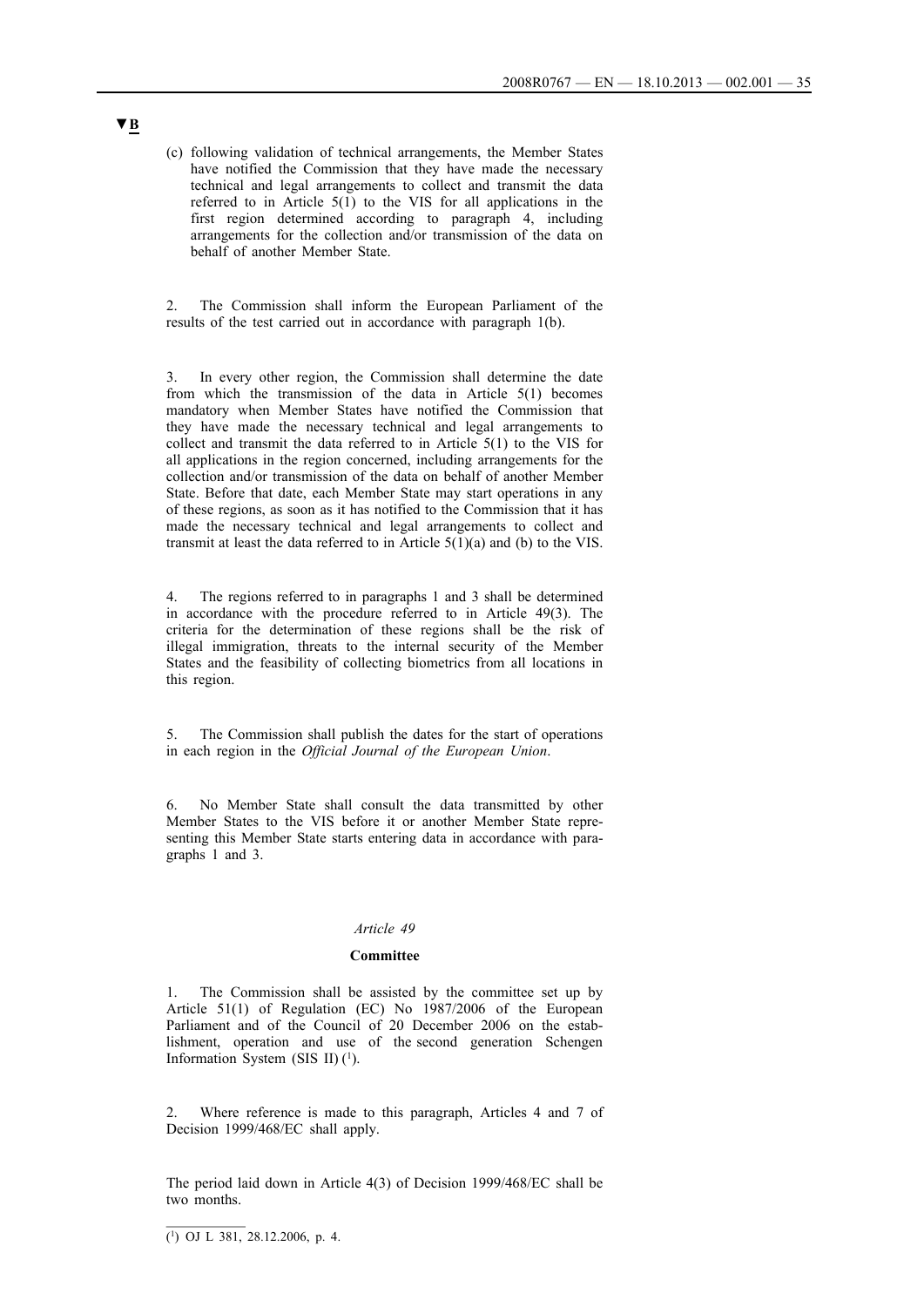▼B

(c) following validation of technical arrangements, the Member States have notified the Commission that they have made the necessary technical and legal arrangements to collect and transmit the data referred to in Article 5(1) to the VIS for all applications in the first region determined according to paragraph 4, including arrangements for the collection and/or transmission of the data on behalf of another Member State.

2. The Commission shall inform the European Parliament of the results of the test carried out in accordance with paragraph 1(b).

3. In every other region, the Commission shall determine the date from which the transmission of the data in Article 5(1) becomes mandatory when Member States have notified the Commission that they have made the necessary technical and legal arrangements to collect and transmit the data referred to in Article 5(1) to the VIS for all applications in the region concerned, including arrangements for the collection and/or transmission of the data on behalf of another Member State. Before that date, each Member State may start operations in any of these regions, as soon as it has notified to the Commission that it has made the necessary technical and legal arrangements to collect and transmit at least the data referred to in Article 5(1)(a) and (b) to the VIS.

4. The regions referred to in paragraphs 1 and 3 shall be determined in accordance with the procedure referred to in Article 49(3). The criteria for the determination of these regions shall be the risk of illegal immigration, threats to the internal security of the Member States and the feasibility of collecting biometrics from all locations in this region.

5. The Commission shall publish the dates for the start of operations in each region in the *Official Journal of the European Union*.

6. No Member State shall consult the data transmitted by other Member States to the VIS before it or another Member State representing this Member State starts entering data in accordance with paragraphs 1 and 3.

*Article 49*

**Committee**

1. The Commission shall be assisted by the committee set up by Article 51(1) of Regulation (EC) No 1987/2006 of the European Parliament and of the Council of 20 December 2006 on the establishment, operation and use of the second generation Schengen Information System (SIS II) [1].

2. Where reference is made to this paragraph, Articles 4 and 7 of Decision 1999/468/EC shall apply.

The period laid down in Article 4(3) of Decision 1999/468/EC shall be two months.

---

[1] OJ L 381, 28.12.2006, p. 4.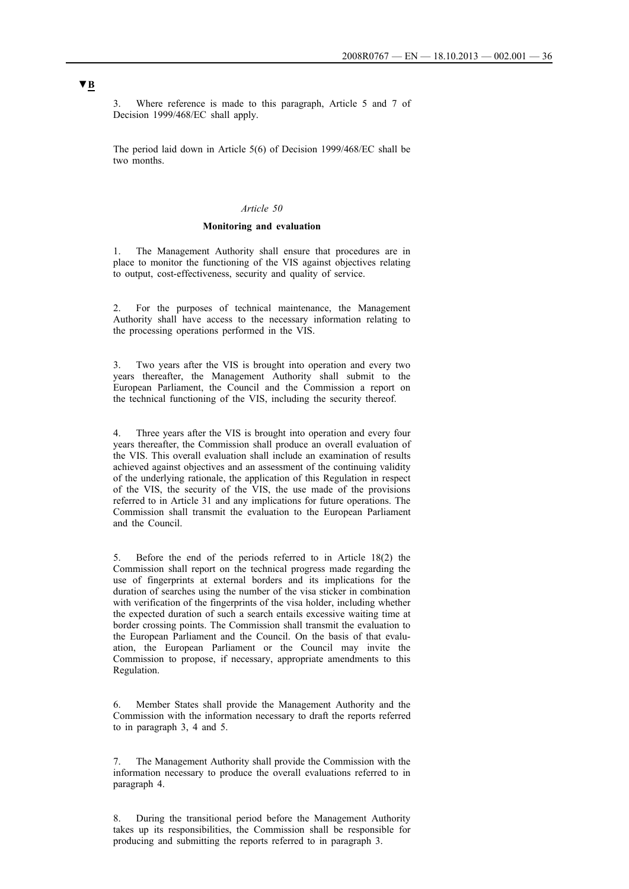**▼B**

3. Where reference is made to this paragraph, Article 5 and 7 of Decision 1999/468/EC shall apply.

The period laid down in Article 5(6) of Decision 1999/468/EC shall be two months.

*Article 50*

**Monitoring and evaluation**

1. The Management Authority shall ensure that procedures are in place to monitor the functioning of the VIS against objectives relating to output, cost-effectiveness, security and quality of service.

2. For the purposes of technical maintenance, the Management Authority shall have access to the necessary information relating to the processing operations performed in the VIS.

3. Two years after the VIS is brought into operation and every two years thereafter, the Management Authority shall submit to the European Parliament, the Council and the Commission a report on the technical functioning of the VIS, including the security thereof.

4. Three years after the VIS is brought into operation and every four years thereafter, the Commission shall produce an overall evaluation of the VIS. This overall evaluation shall include an examination of results achieved against objectives and an assessment of the continuing validity of the underlying rationale, the application of this Regulation in respect of the VIS, the security of the VIS, the use made of the provisions referred to in Article 31 and any implications for future operations. The Commission shall transmit the evaluation to the European Parliament and the Council.

5. Before the end of the periods referred to in Article 18(2) the Commission shall report on the technical progress made regarding the use of fingerprints at external borders and its implications for the duration of searches using the number of the visa sticker in combination with verification of the fingerprints of the visa holder, including whether the expected duration of such a search entails excessive waiting time at border crossing points. The Commission shall transmit the evaluation to the European Parliament and the Council. On the basis of that evaluation, the European Parliament or the Council may invite the Commission to propose, if necessary, appropriate amendments to this Regulation.

6. Member States shall provide the Management Authority and the Commission with the information necessary to draft the reports referred to in paragraph 3, 4 and 5.

7. The Management Authority shall provide the Commission with the information necessary to produce the overall evaluations referred to in paragraph 4.

8. During the transitional period before the Management Authority takes up its responsibilities, the Commission shall be responsible for producing and submitting the reports referred to in paragraph 3.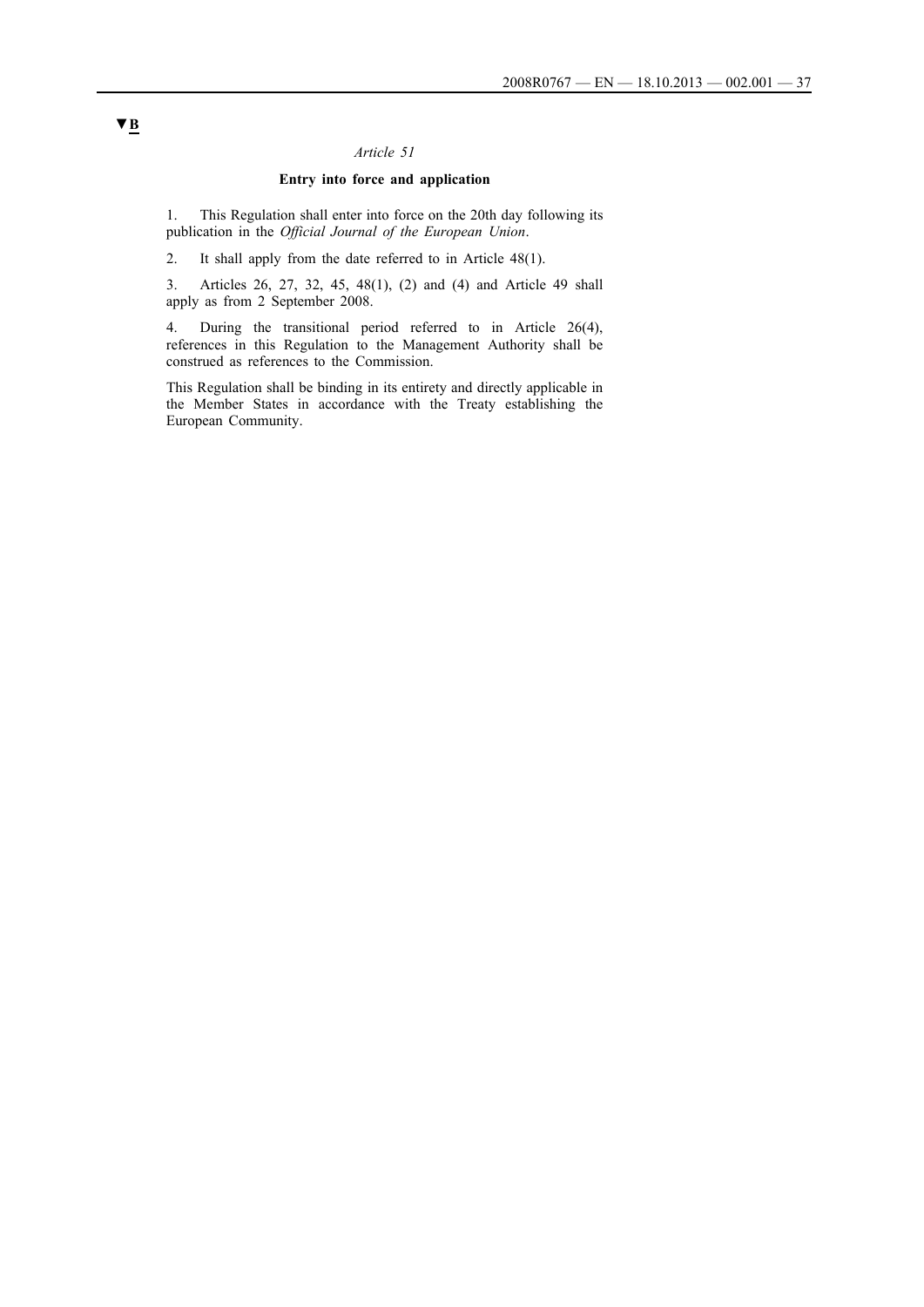▼B

*Article 51*

**Entry into force and application**

1. This Regulation shall enter into force on the 20th day following its publication in the *Official Journal of the European Union*.

2. It shall apply from the date referred to in Article 48(1).

3. Articles 26, 27, 32, 45, 48(1), (2) and (4) and Article 49 shall apply as from 2 September 2008.

4. During the transitional period referred to in Article 26(4), references in this Regulation to the Management Authority shall be construed as references to the Commission.

This Regulation shall be binding in its entirety and directly applicable in the Member States in accordance with the Treaty establishing the European Community.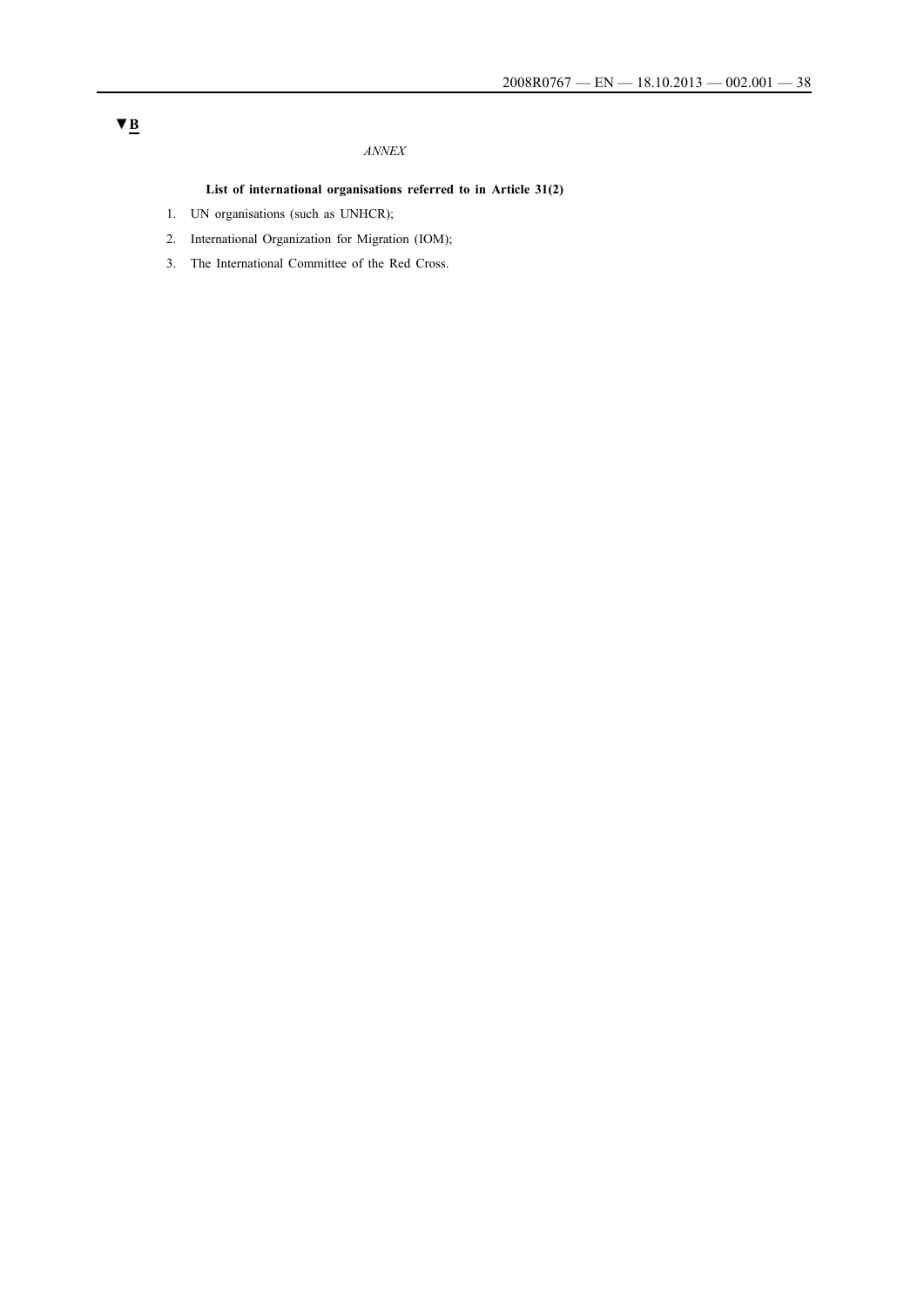▼B

*ANNEX*

**List of international organisations referred to in Article 31(2)**

1. UN organisations (such as UNHCR);
2. International Organization for Migration (IOM);
3. The International Committee of the Red Cross.